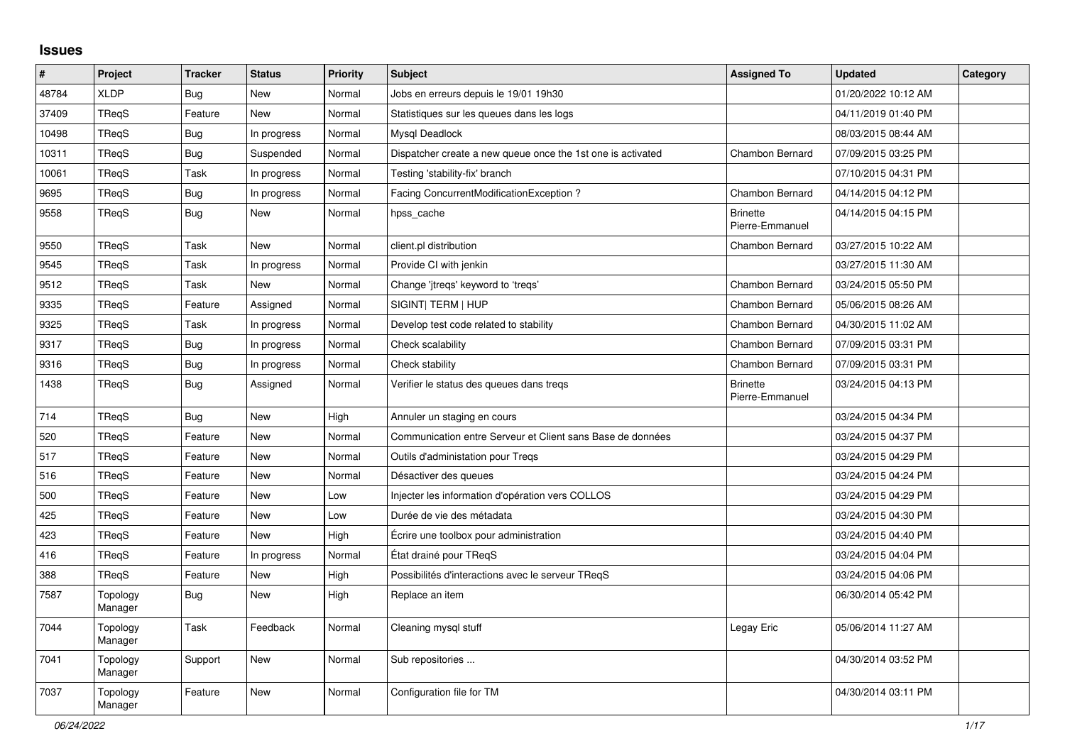# Issues

| # | Project | Tracker | Status | Priority | Subject | Assigned To | Updated | Category |
|---|---|---|---|---|---|---|---|---|
| 48784 | XLDP | Bug | New | Normal | Jobs en erreurs depuis le 19/01 19h30 | | 01/20/2022 10:12 AM | |
| 37409 | TReqS | Feature | New | Normal | Statistiques sur les queues dans les logs | | 04/11/2019 01:40 PM | |
| 10498 | TReqS | Bug | In progress | Normal | Mysql Deadlock | | 08/03/2015 08:44 AM | |
| 10311 | TReqS | Bug | Suspended | Normal | Dispatcher create a new queue once the 1st one is activated | Chambon Bernard | 07/09/2015 03:25 PM | |
| 10061 | TReqS | Task | In progress | Normal | Testing 'stability-fix' branch | | 07/10/2015 04:31 PM | |
| 9695 | TReqS | Bug | In progress | Normal | Facing ConcurrentModificationException ? | Chambon Bernard | 04/14/2015 04:12 PM | |
| 9558 | TReqS | Bug | New | Normal | hpss_cache | Brinette Pierre-Emmanuel | 04/14/2015 04:15 PM | |
| 9550 | TReqS | Task | New | Normal | client.pl distribution | Chambon Bernard | 03/27/2015 10:22 AM | |
| 9545 | TReqS | Task | In progress | Normal | Provide CI with jenkin | | 03/27/2015 11:30 AM | |
| 9512 | TReqS | Task | New | Normal | Change 'jtreqs' keyword to 'treqs' | Chambon Bernard | 03/24/2015 05:50 PM | |
| 9335 | TReqS | Feature | Assigned | Normal | SIGINT\| TERM \| HUP | Chambon Bernard | 05/06/2015 08:26 AM | |
| 9325 | TReqS | Task | In progress | Normal | Develop test code related to stability | Chambon Bernard | 04/30/2015 11:02 AM | |
| 9317 | TReqS | Bug | In progress | Normal | Check scalability | Chambon Bernard | 07/09/2015 03:31 PM | |
| 9316 | TReqS | Bug | In progress | Normal | Check stability | Chambon Bernard | 07/09/2015 03:31 PM | |
| 1438 | TReqS | Bug | Assigned | Normal | Verifier le status des queues dans treqs | Brinette Pierre-Emmanuel | 03/24/2015 04:13 PM | |
| 714 | TReqS | Bug | New | High | Annuler un staging en cours | | 03/24/2015 04:34 PM | |
| 520 | TReqS | Feature | New | Normal | Communication entre Serveur et Client sans Base de données | | 03/24/2015 04:37 PM | |
| 517 | TReqS | Feature | New | Normal | Outils d'administation pour Treqs | | 03/24/2015 04:29 PM | |
| 516 | TReqS | Feature | New | Normal | Désactiver des queues | | 03/24/2015 04:24 PM | |
| 500 | TReqS | Feature | New | Low | Injecter les information d'opération vers COLLOS | | 03/24/2015 04:29 PM | |
| 425 | TReqS | Feature | New | Low | Durée de vie des métadata | | 03/24/2015 04:30 PM | |
| 423 | TReqS | Feature | New | High | Écrire une toolbox pour administration | | 03/24/2015 04:40 PM | |
| 416 | TReqS | Feature | In progress | Normal | État drainé pour TReqS | | 03/24/2015 04:04 PM | |
| 388 | TReqS | Feature | New | High | Possibilités d'interactions avec le serveur TReqS | | 03/24/2015 04:06 PM | |
| 7587 | Topology Manager | Bug | New | High | Replace an item | | 06/30/2014 05:42 PM | |
| 7044 | Topology Manager | Task | Feedback | Normal | Cleaning mysql stuff | Legay Eric | 05/06/2014 11:27 AM | |
| 7041 | Topology Manager | Support | New | Normal | Sub repositories ... | | 04/30/2014 03:52 PM | |
| 7037 | Topology Manager | Feature | New | Normal | Configuration file for TM | | 04/30/2014 03:11 PM | |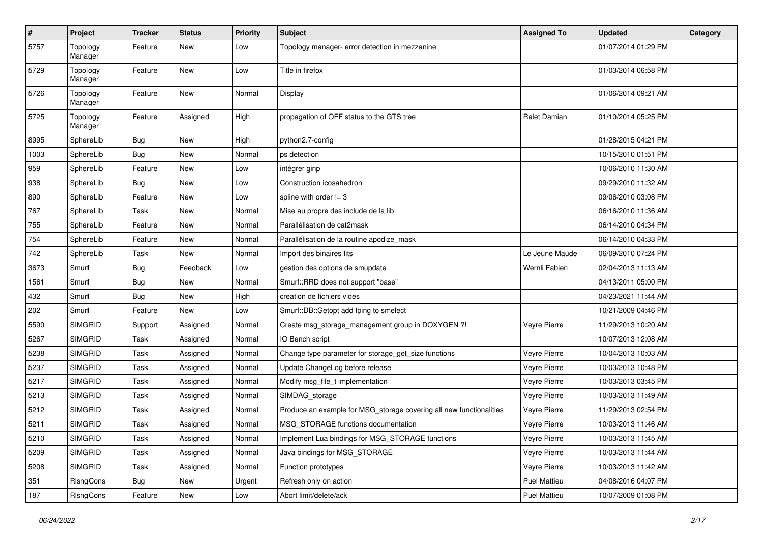| # | Project | Tracker | Status | Priority | Subject | Assigned To | Updated | Category |
|---|---|---|---|---|---|---|---|---|
| 5757 | Topology Manager | Feature | New | Low | Topology manager- error detection in mezzanine | | 01/07/2014 01:29 PM | |
| 5729 | Topology Manager | Feature | New | Low | Title in firefox | | 01/03/2014 06:58 PM | |
| 5726 | Topology Manager | Feature | New | Normal | Display | | 01/06/2014 09:21 AM | |
| 5725 | Topology Manager | Feature | Assigned | High | propagation of OFF status to the GTS tree | Ralet Damian | 01/10/2014 05:25 PM | |
| 8995 | SphereLib | Bug | New | High | python2.7-config | | 01/28/2015 04:21 PM | |
| 1003 | SphereLib | Bug | New | Normal | ps detection | | 10/15/2010 01:51 PM | |
| 959 | SphereLib | Feature | New | Low | intégrer ginp | | 10/06/2010 11:30 AM | |
| 938 | SphereLib | Bug | New | Low | Construction icosahedron | | 09/29/2010 11:32 AM | |
| 890 | SphereLib | Feature | New | Low | spline with order != 3 | | 09/06/2010 03:08 PM | |
| 767 | SphereLib | Task | New | Normal | Mise au propre des include de la lib | | 06/16/2010 11:36 AM | |
| 755 | SphereLib | Feature | New | Normal | Parallélisation de cat2mask | | 06/14/2010 04:34 PM | |
| 754 | SphereLib | Feature | New | Normal | Parallélisation de la routine apodize_mask | | 06/14/2010 04:33 PM | |
| 742 | SphereLib | Task | New | Normal | Import des binaires fits | Le Jeune Maude | 06/09/2010 07:24 PM | |
| 3673 | Smurf | Bug | Feedback | Low | gestion des options de smupdate | Wernli Fabien | 02/04/2013 11:13 AM | |
| 1561 | Smurf | Bug | New | Normal | Smurf::RRD does not support "base" | | 04/13/2011 05:00 PM | |
| 432 | Smurf | Bug | New | High | creation de fichiers vides | | 04/23/2021 11:44 AM | |
| 202 | Smurf | Feature | New | Low | Smurf::DB::Getopt add fping to smelect | | 10/21/2009 04:46 PM | |
| 5590 | SIMGRID | Support | Assigned | Normal | Create msg_storage_management group in DOXYGEN ?! | Veyre Pierre | 11/29/2013 10:20 AM | |
| 5267 | SIMGRID | Task | Assigned | Normal | IO Bench script | | 10/07/2013 12:08 AM | |
| 5238 | SIMGRID | Task | Assigned | Normal | Change type parameter for storage_get_size functions | Veyre Pierre | 10/04/2013 10:03 AM | |
| 5237 | SIMGRID | Task | Assigned | Normal | Update ChangeLog before release | Veyre Pierre | 10/03/2013 10:48 PM | |
| 5217 | SIMGRID | Task | Assigned | Normal | Modify msg_file_t implementation | Veyre Pierre | 10/03/2013 03:45 PM | |
| 5213 | SIMGRID | Task | Assigned | Normal | SIMDAG_storage | Veyre Pierre | 10/03/2013 11:49 AM | |
| 5212 | SIMGRID | Task | Assigned | Normal | Produce an example for MSG_storage covering all new functionalities | Veyre Pierre | 11/29/2013 02:54 PM | |
| 5211 | SIMGRID | Task | Assigned | Normal | MSG_STORAGE functions documentation | Veyre Pierre | 10/03/2013 11:46 AM | |
| 5210 | SIMGRID | Task | Assigned | Normal | Implement Lua bindings for MSG_STORAGE functions | Veyre Pierre | 10/03/2013 11:45 AM | |
| 5209 | SIMGRID | Task | Assigned | Normal | Java bindings for MSG_STORAGE | Veyre Pierre | 10/03/2013 11:44 AM | |
| 5208 | SIMGRID | Task | Assigned | Normal | Function prototypes | Veyre Pierre | 10/03/2013 11:42 AM | |
| 351 | RlsngCons | Bug | New | Urgent | Refresh only on action | Puel Mattieu | 04/08/2016 04:07 PM | |
| 187 | RlsngCons | Feature | New | Low | Abort limit/delete/ack | Puel Mattieu | 10/07/2009 01:08 PM | |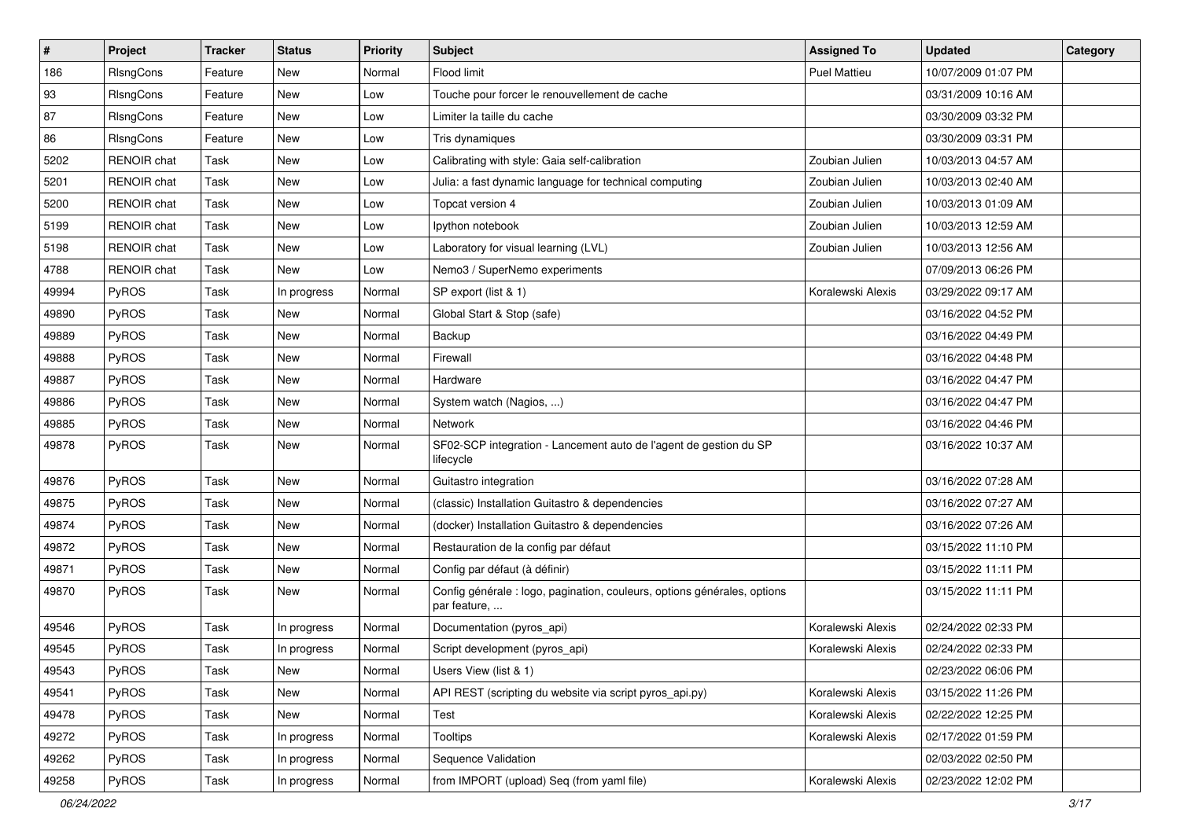| # | Project | Tracker | Status | Priority | Subject | Assigned To | Updated | Category |
|---|---|---|---|---|---|---|---|---|
| 186 | RlsngCons | Feature | New | Normal | Flood limit | Puel Mattieu | 10/07/2009 01:07 PM | |
| 93 | RlsngCons | Feature | New | Low | Touche pour forcer le renouvellement de cache | | 03/31/2009 10:16 AM | |
| 87 | RlsngCons | Feature | New | Low | Limiter la taille du cache | | 03/30/2009 03:32 PM | |
| 86 | RlsngCons | Feature | New | Low | Tris dynamiques | | 03/30/2009 03:31 PM | |
| 5202 | RENOIR chat | Task | New | Low | Calibrating with style: Gaia self-calibration | Zoubian Julien | 10/03/2013 04:57 AM | |
| 5201 | RENOIR chat | Task | New | Low | Julia: a fast dynamic language for technical computing | Zoubian Julien | 10/03/2013 02:40 AM | |
| 5200 | RENOIR chat | Task | New | Low | Topcat version 4 | Zoubian Julien | 10/03/2013 01:09 AM | |
| 5199 | RENOIR chat | Task | New | Low | Ipython notebook | Zoubian Julien | 10/03/2013 12:59 AM | |
| 5198 | RENOIR chat | Task | New | Low | Laboratory for visual learning (LVL) | Zoubian Julien | 10/03/2013 12:56 AM | |
| 4788 | RENOIR chat | Task | New | Low | Nemo3 / SuperNemo experiments | | 07/09/2013 06:26 PM | |
| 49994 | PyROS | Task | In progress | Normal | SP export (list & 1) | Koralewski Alexis | 03/29/2022 09:17 AM | |
| 49890 | PyROS | Task | New | Normal | Global Start & Stop (safe) | | 03/16/2022 04:52 PM | |
| 49889 | PyROS | Task | New | Normal | Backup | | 03/16/2022 04:49 PM | |
| 49888 | PyROS | Task | New | Normal | Firewall | | 03/16/2022 04:48 PM | |
| 49887 | PyROS | Task | New | Normal | Hardware | | 03/16/2022 04:47 PM | |
| 49886 | PyROS | Task | New | Normal | System watch (Nagios, ...) | | 03/16/2022 04:47 PM | |
| 49885 | PyROS | Task | New | Normal | Network | | 03/16/2022 04:46 PM | |
| 49878 | PyROS | Task | New | Normal | SF02-SCP integration - Lancement auto de l'agent de gestion du SP lifecycle | | 03/16/2022 10:37 AM | |
| 49876 | PyROS | Task | New | Normal | Guitastro integration | | 03/16/2022 07:28 AM | |
| 49875 | PyROS | Task | New | Normal | (classic) Installation Guitastro & dependencies | | 03/16/2022 07:27 AM | |
| 49874 | PyROS | Task | New | Normal | (docker) Installation Guitastro & dependencies | | 03/16/2022 07:26 AM | |
| 49872 | PyROS | Task | New | Normal | Restauration de la config par défaut | | 03/15/2022 11:10 PM | |
| 49871 | PyROS | Task | New | Normal | Config par défaut (à définir) | | 03/15/2022 11:11 PM | |
| 49870 | PyROS | Task | New | Normal | Config générale : logo, pagination, couleurs, options générales, options par feature, ... | | 03/15/2022 11:11 PM | |
| 49546 | PyROS | Task | In progress | Normal | Documentation (pyros_api) | Koralewski Alexis | 02/24/2022 02:33 PM | |
| 49545 | PyROS | Task | In progress | Normal | Script development (pyros_api) | Koralewski Alexis | 02/24/2022 02:33 PM | |
| 49543 | PyROS | Task | New | Normal | Users View (list & 1) | | 02/23/2022 06:06 PM | |
| 49541 | PyROS | Task | New | Normal | API REST (scripting du website via script pyros_api.py) | Koralewski Alexis | 03/15/2022 11:26 PM | |
| 49478 | PyROS | Task | New | Normal | Test | Koralewski Alexis | 02/22/2022 12:25 PM | |
| 49272 | PyROS | Task | In progress | Normal | Tooltips | Koralewski Alexis | 02/17/2022 01:59 PM | |
| 49262 | PyROS | Task | In progress | Normal | Sequence Validation | | 02/03/2022 02:50 PM | |
| 49258 | PyROS | Task | In progress | Normal | from IMPORT (upload) Seq (from yaml file) | Koralewski Alexis | 02/23/2022 12:02 PM | |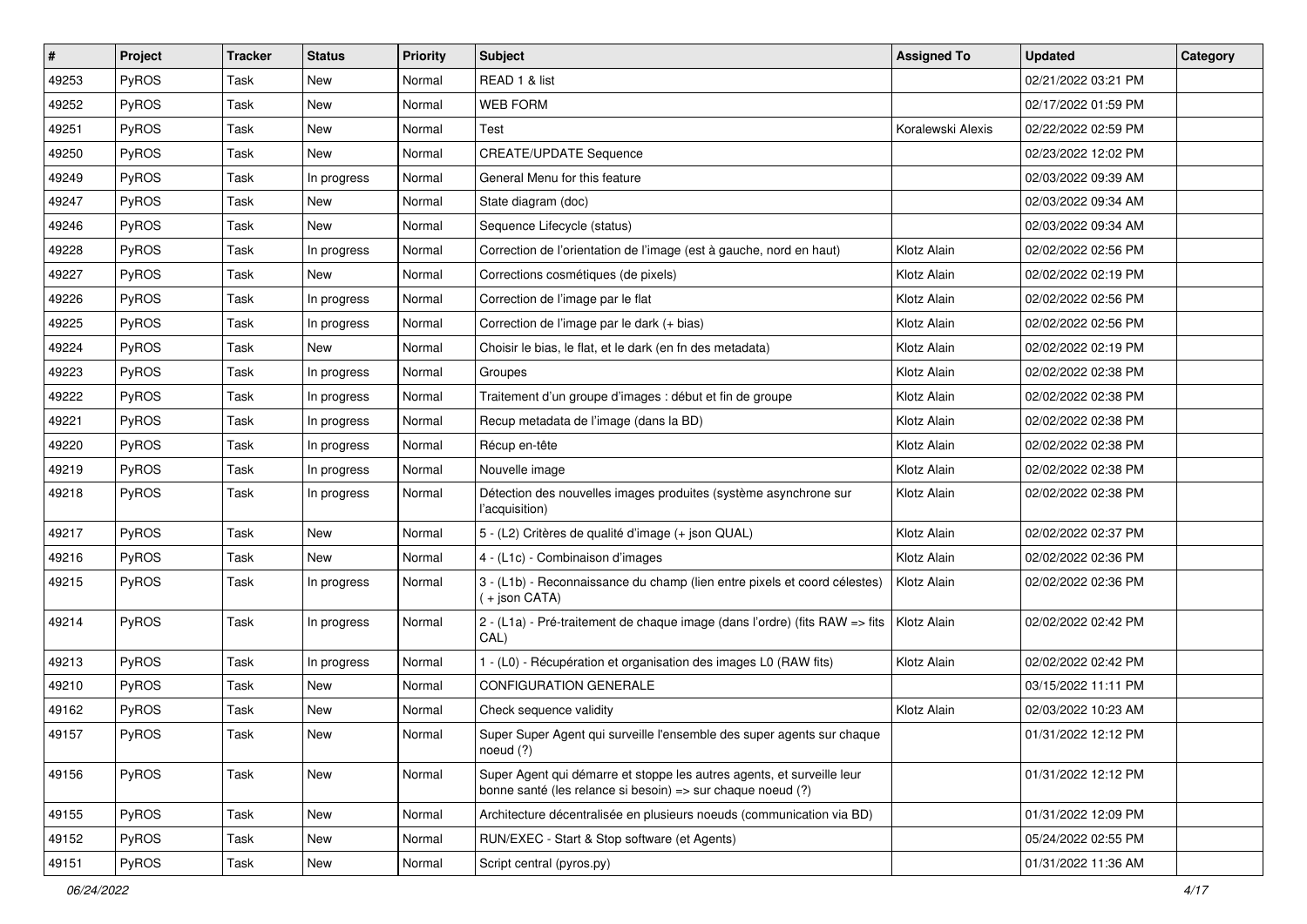| # | Project | Tracker | Status | Priority | Subject | Assigned To | Updated | Category |
|---|---|---|---|---|---|---|---|---|
| 49253 | PyROS | Task | New | Normal | READ 1 & list | | 02/21/2022 03:21 PM | |
| 49252 | PyROS | Task | New | Normal | WEB FORM | | 02/17/2022 01:59 PM | |
| 49251 | PyROS | Task | New | Normal | Test | Koralewski Alexis | 02/22/2022 02:59 PM | |
| 49250 | PyROS | Task | New | Normal | CREATE/UPDATE Sequence | | 02/23/2022 12:02 PM | |
| 49249 | PyROS | Task | In progress | Normal | General Menu for this feature | | 02/03/2022 09:39 AM | |
| 49247 | PyROS | Task | New | Normal | State diagram (doc) | | 02/03/2022 09:34 AM | |
| 49246 | PyROS | Task | New | Normal | Sequence Lifecycle (status) | | 02/03/2022 09:34 AM | |
| 49228 | PyROS | Task | In progress | Normal | Correction de l'orientation de l'image (est à gauche, nord en haut) | Klotz Alain | 02/02/2022 02:56 PM | |
| 49227 | PyROS | Task | New | Normal | Corrections cosmétiques (de pixels) | Klotz Alain | 02/02/2022 02:19 PM | |
| 49226 | PyROS | Task | In progress | Normal | Correction de l'image par le flat | Klotz Alain | 02/02/2022 02:56 PM | |
| 49225 | PyROS | Task | In progress | Normal | Correction de l'image par le dark (+ bias) | Klotz Alain | 02/02/2022 02:56 PM | |
| 49224 | PyROS | Task | New | Normal | Choisir le bias, le flat, et le dark (en fn des metadata) | Klotz Alain | 02/02/2022 02:19 PM | |
| 49223 | PyROS | Task | In progress | Normal | Groupes | Klotz Alain | 02/02/2022 02:38 PM | |
| 49222 | PyROS | Task | In progress | Normal | Traitement d'un groupe d'images : début et fin de groupe | Klotz Alain | 02/02/2022 02:38 PM | |
| 49221 | PyROS | Task | In progress | Normal | Recup metadata de l'image (dans la BD) | Klotz Alain | 02/02/2022 02:38 PM | |
| 49220 | PyROS | Task | In progress | Normal | Récup en-tête | Klotz Alain | 02/02/2022 02:38 PM | |
| 49219 | PyROS | Task | In progress | Normal | Nouvelle image | Klotz Alain | 02/02/2022 02:38 PM | |
| 49218 | PyROS | Task | In progress | Normal | Détection des nouvelles images produites (système asynchrone sur l'acquisition) | Klotz Alain | 02/02/2022 02:38 PM | |
| 49217 | PyROS | Task | New | Normal | 5 - (L2) Critères de qualité d'image (+ json QUAL) | Klotz Alain | 02/02/2022 02:37 PM | |
| 49216 | PyROS | Task | New | Normal | 4 - (L1c) - Combinaison d'images | Klotz Alain | 02/02/2022 02:36 PM | |
| 49215 | PyROS | Task | In progress | Normal | 3 - (L1b) - Reconnaissance du champ (lien entre pixels et coord célestes) ( + json CATA) | Klotz Alain | 02/02/2022 02:36 PM | |
| 49214 | PyROS | Task | In progress | Normal | 2 - (L1a) - Pré-traitement de chaque image (dans l'ordre) (fits RAW => fits CAL) | Klotz Alain | 02/02/2022 02:42 PM | |
| 49213 | PyROS | Task | In progress | Normal | 1 - (L0) - Récupération et organisation des images L0 (RAW fits) | Klotz Alain | 02/02/2022 02:42 PM | |
| 49210 | PyROS | Task | New | Normal | CONFIGURATION GENERALE | | 03/15/2022 11:11 PM | |
| 49162 | PyROS | Task | New | Normal | Check sequence validity | Klotz Alain | 02/03/2022 10:23 AM | |
| 49157 | PyROS | Task | New | Normal | Super Super Agent qui surveille l'ensemble des super agents sur chaque noeud (?) | | 01/31/2022 12:12 PM | |
| 49156 | PyROS | Task | New | Normal | Super Agent qui démarre et stoppe les autres agents, et surveille leur bonne santé (les relance si besoin) => sur chaque noeud (?) | | 01/31/2022 12:12 PM | |
| 49155 | PyROS | Task | New | Normal | Architecture décentralisée en plusieurs noeuds (communication via BD) | | 01/31/2022 12:09 PM | |
| 49152 | PyROS | Task | New | Normal | RUN/EXEC - Start & Stop software (et Agents) | | 05/24/2022 02:55 PM | |
| 49151 | PyROS | Task | New | Normal | Script central (pyros.py) | | 01/31/2022 11:36 AM | |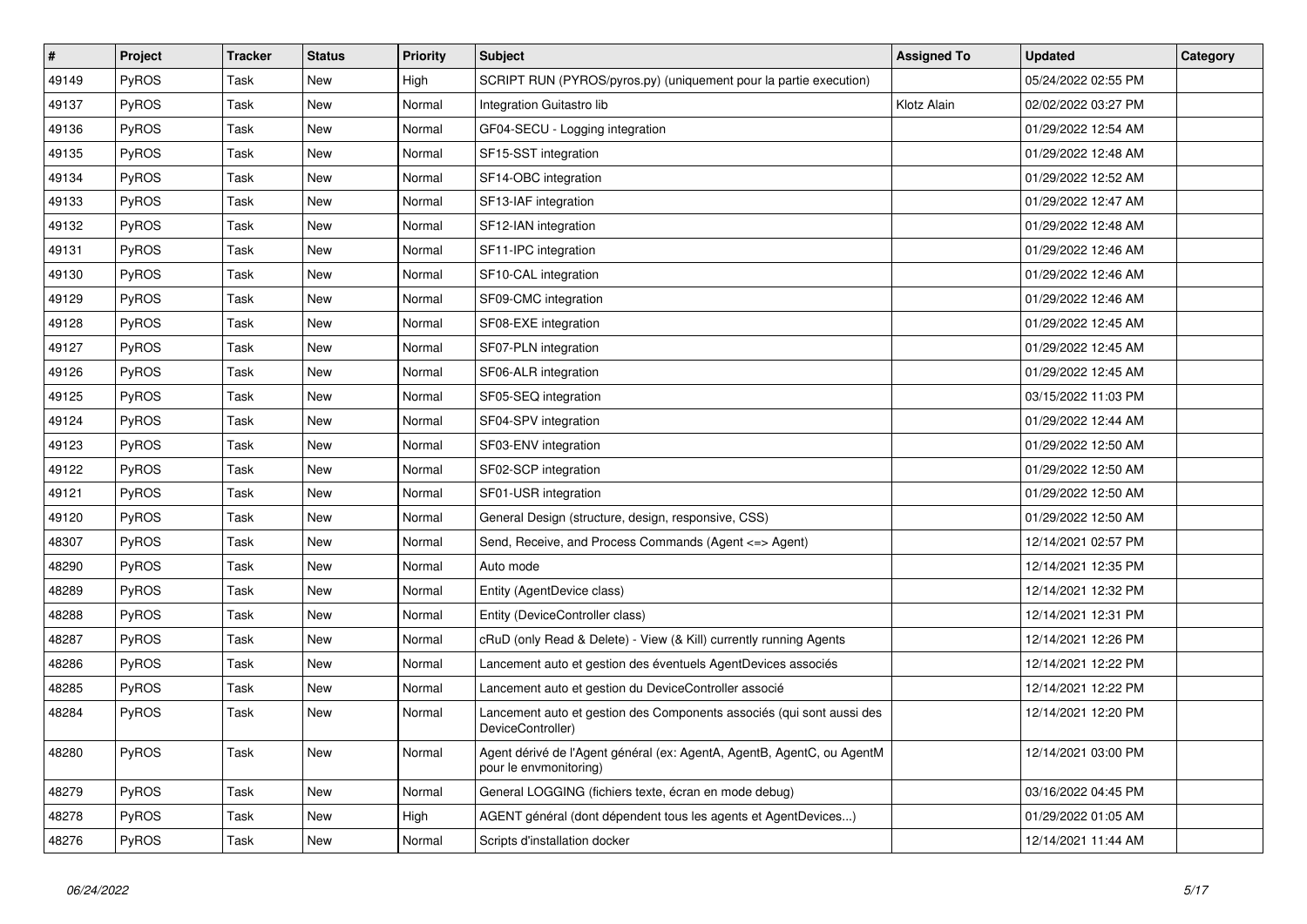| # | Project | Tracker | Status | Priority | Subject | Assigned To | Updated | Category |
|---|---|---|---|---|---|---|---|---|
| 49149 | PyROS | Task | New | High | SCRIPT RUN (PYROS/pyros.py) (uniquement pour la partie execution) | | 05/24/2022 02:55 PM | |
| 49137 | PyROS | Task | New | Normal | Integration Guitastro lib | Klotz Alain | 02/02/2022 03:27 PM | |
| 49136 | PyROS | Task | New | Normal | GF04-SECU - Logging integration | | 01/29/2022 12:54 AM | |
| 49135 | PyROS | Task | New | Normal | SF15-SST integration | | 01/29/2022 12:48 AM | |
| 49134 | PyROS | Task | New | Normal | SF14-OBC integration | | 01/29/2022 12:52 AM | |
| 49133 | PyROS | Task | New | Normal | SF13-IAF integration | | 01/29/2022 12:47 AM | |
| 49132 | PyROS | Task | New | Normal | SF12-IAN integration | | 01/29/2022 12:48 AM | |
| 49131 | PyROS | Task | New | Normal | SF11-IPC integration | | 01/29/2022 12:46 AM | |
| 49130 | PyROS | Task | New | Normal | SF10-CAL integration | | 01/29/2022 12:46 AM | |
| 49129 | PyROS | Task | New | Normal | SF09-CMC integration | | 01/29/2022 12:46 AM | |
| 49128 | PyROS | Task | New | Normal | SF08-EXE integration | | 01/29/2022 12:45 AM | |
| 49127 | PyROS | Task | New | Normal | SF07-PLN integration | | 01/29/2022 12:45 AM | |
| 49126 | PyROS | Task | New | Normal | SF06-ALR integration | | 01/29/2022 12:45 AM | |
| 49125 | PyROS | Task | New | Normal | SF05-SEQ integration | | 03/15/2022 11:03 PM | |
| 49124 | PyROS | Task | New | Normal | SF04-SPV integration | | 01/29/2022 12:44 AM | |
| 49123 | PyROS | Task | New | Normal | SF03-ENV integration | | 01/29/2022 12:50 AM | |
| 49122 | PyROS | Task | New | Normal | SF02-SCP integration | | 01/29/2022 12:50 AM | |
| 49121 | PyROS | Task | New | Normal | SF01-USR integration | | 01/29/2022 12:50 AM | |
| 49120 | PyROS | Task | New | Normal | General Design (structure, design, responsive, CSS) | | 01/29/2022 12:50 AM | |
| 48307 | PyROS | Task | New | Normal | Send, Receive, and Process Commands (Agent <=> Agent) | | 12/14/2021 02:57 PM | |
| 48290 | PyROS | Task | New | Normal | Auto mode | | 12/14/2021 12:35 PM | |
| 48289 | PyROS | Task | New | Normal | Entity (AgentDevice class) | | 12/14/2021 12:32 PM | |
| 48288 | PyROS | Task | New | Normal | Entity (DeviceController class) | | 12/14/2021 12:31 PM | |
| 48287 | PyROS | Task | New | Normal | cRuD (only Read & Delete) - View (& Kill) currently running Agents | | 12/14/2021 12:26 PM | |
| 48286 | PyROS | Task | New | Normal | Lancement auto et gestion des éventuels AgentDevices associés | | 12/14/2021 12:22 PM | |
| 48285 | PyROS | Task | New | Normal | Lancement auto et gestion du DeviceController associé | | 12/14/2021 12:22 PM | |
| 48284 | PyROS | Task | New | Normal | Lancement auto et gestion des Components associés (qui sont aussi des DeviceController) | | 12/14/2021 12:20 PM | |
| 48280 | PyROS | Task | New | Normal | Agent dérivé de l'Agent général (ex: AgentA, AgentB, AgentC, ou AgentM pour le envmonitoring) | | 12/14/2021 03:00 PM | |
| 48279 | PyROS | Task | New | Normal | General LOGGING (fichiers texte, écran en mode debug) | | 03/16/2022 04:45 PM | |
| 48278 | PyROS | Task | New | High | AGENT général (dont dépendent tous les agents et AgentDevices...) | | 01/29/2022 01:05 AM | |
| 48276 | PyROS | Task | New | Normal | Scripts d'installation docker | | 12/14/2021 11:44 AM | |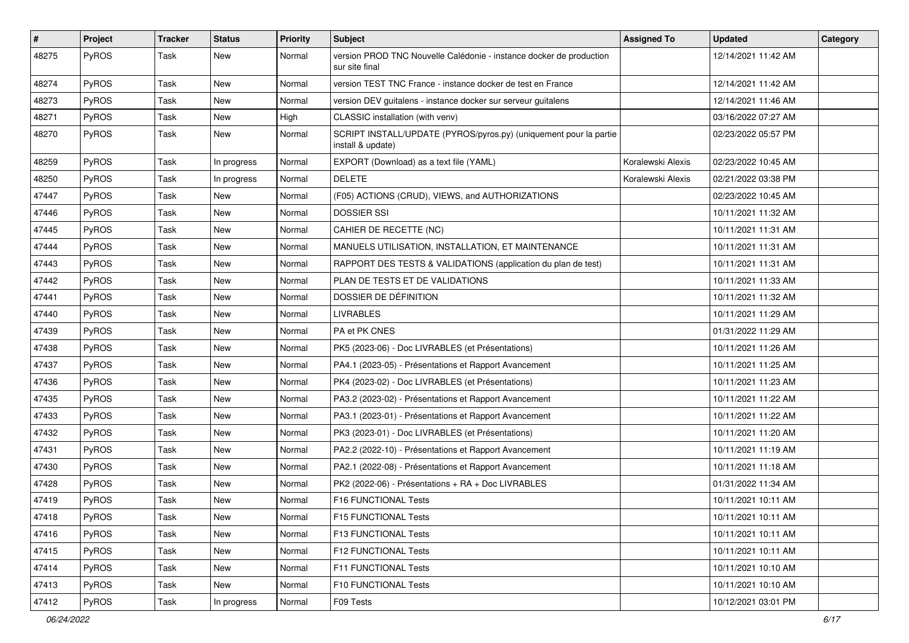| # | Project | Tracker | Status | Priority | Subject | Assigned To | Updated | Category |
|---|---|---|---|---|---|---|---|---|
| 48275 | PyROS | Task | New | Normal | version PROD TNC Nouvelle Calédonie - instance docker de production sur site final | | 12/14/2021 11:42 AM | |
| 48274 | PyROS | Task | New | Normal | version TEST TNC France - instance docker de test en France | | 12/14/2021 11:42 AM | |
| 48273 | PyROS | Task | New | Normal | version DEV guitalens - instance docker sur serveur guitalens | | 12/14/2021 11:46 AM | |
| 48271 | PyROS | Task | New | High | CLASSIC installation (with venv) | | 03/16/2022 07:27 AM | |
| 48270 | PyROS | Task | New | Normal | SCRIPT INSTALL/UPDATE (PYROS/pyros.py) (uniquement pour la partie install & update) | | 02/23/2022 05:57 PM | |
| 48259 | PyROS | Task | In progress | Normal | EXPORT (Download) as a text file (YAML) | Koralewski Alexis | 02/23/2022 10:45 AM | |
| 48250 | PyROS | Task | In progress | Normal | DELETE | Koralewski Alexis | 02/21/2022 03:38 PM | |
| 47447 | PyROS | Task | New | Normal | (F05) ACTIONS (CRUD), VIEWS, and AUTHORIZATIONS | | 02/23/2022 10:45 AM | |
| 47446 | PyROS | Task | New | Normal | DOSSIER SSI | | 10/11/2021 11:32 AM | |
| 47445 | PyROS | Task | New | Normal | CAHIER DE RECETTE (NC) | | 10/11/2021 11:31 AM | |
| 47444 | PyROS | Task | New | Normal | MANUELS UTILISATION, INSTALLATION, ET MAINTENANCE | | 10/11/2021 11:31 AM | |
| 47443 | PyROS | Task | New | Normal | RAPPORT DES TESTS & VALIDATIONS (application du plan de test) | | 10/11/2021 11:31 AM | |
| 47442 | PyROS | Task | New | Normal | PLAN DE TESTS ET DE VALIDATIONS | | 10/11/2021 11:33 AM | |
| 47441 | PyROS | Task | New | Normal | DOSSIER DE DÉFINITION | | 10/11/2021 11:32 AM | |
| 47440 | PyROS | Task | New | Normal | LIVRABLES | | 10/11/2021 11:29 AM | |
| 47439 | PyROS | Task | New | Normal | PA et PK CNES | | 01/31/2022 11:29 AM | |
| 47438 | PyROS | Task | New | Normal | PK5 (2023-06) - Doc LIVRABLES (et Présentations) | | 10/11/2021 11:26 AM | |
| 47437 | PyROS | Task | New | Normal | PA4.1 (2023-05) - Présentations et Rapport Avancement | | 10/11/2021 11:25 AM | |
| 47436 | PyROS | Task | New | Normal | PK4 (2023-02) - Doc LIVRABLES (et Présentations) | | 10/11/2021 11:23 AM | |
| 47435 | PyROS | Task | New | Normal | PA3.2 (2023-02) - Présentations et Rapport Avancement | | 10/11/2021 11:22 AM | |
| 47433 | PyROS | Task | New | Normal | PA3.1 (2023-01) - Présentations et Rapport Avancement | | 10/11/2021 11:22 AM | |
| 47432 | PyROS | Task | New | Normal | PK3 (2023-01) - Doc LIVRABLES (et Présentations) | | 10/11/2021 11:20 AM | |
| 47431 | PyROS | Task | New | Normal | PA2.2 (2022-10) - Présentations et Rapport Avancement | | 10/11/2021 11:19 AM | |
| 47430 | PyROS | Task | New | Normal | PA2.1 (2022-08) - Présentations et Rapport Avancement | | 10/11/2021 11:18 AM | |
| 47428 | PyROS | Task | New | Normal | PK2 (2022-06) - Présentations + RA + Doc LIVRABLES | | 01/31/2022 11:34 AM | |
| 47419 | PyROS | Task | New | Normal | F16 FUNCTIONAL Tests | | 10/11/2021 10:11 AM | |
| 47418 | PyROS | Task | New | Normal | F15 FUNCTIONAL Tests | | 10/11/2021 10:11 AM | |
| 47416 | PyROS | Task | New | Normal | F13 FUNCTIONAL Tests | | 10/11/2021 10:11 AM | |
| 47415 | PyROS | Task | New | Normal | F12 FUNCTIONAL Tests | | 10/11/2021 10:11 AM | |
| 47414 | PyROS | Task | New | Normal | F11 FUNCTIONAL Tests | | 10/11/2021 10:10 AM | |
| 47413 | PyROS | Task | New | Normal | F10 FUNCTIONAL Tests | | 10/11/2021 10:10 AM | |
| 47412 | PyROS | Task | In progress | Normal | F09 Tests | | 10/12/2021 03:01 PM | |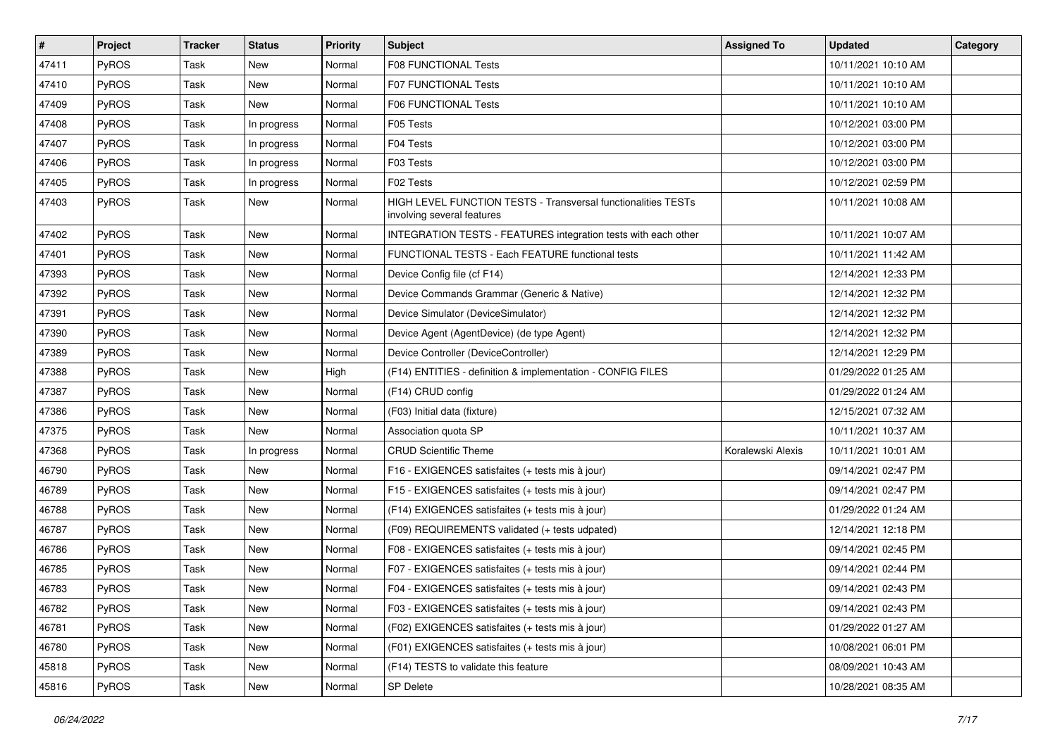| # | Project | Tracker | Status | Priority | Subject | Assigned To | Updated | Category |
|---|---|---|---|---|---|---|---|---|
| 47411 | PyROS | Task | New | Normal | F08 FUNCTIONAL Tests | | 10/11/2021 10:10 AM | |
| 47410 | PyROS | Task | New | Normal | F07 FUNCTIONAL Tests | | 10/11/2021 10:10 AM | |
| 47409 | PyROS | Task | New | Normal | F06 FUNCTIONAL Tests | | 10/11/2021 10:10 AM | |
| 47408 | PyROS | Task | In progress | Normal | F05 Tests | | 10/12/2021 03:00 PM | |
| 47407 | PyROS | Task | In progress | Normal | F04 Tests | | 10/12/2021 03:00 PM | |
| 47406 | PyROS | Task | In progress | Normal | F03 Tests | | 10/12/2021 03:00 PM | |
| 47405 | PyROS | Task | In progress | Normal | F02 Tests | | 10/12/2021 02:59 PM | |
| 47403 | PyROS | Task | New | Normal | HIGH LEVEL FUNCTION TESTS - Transversal functionalities TESTs involving several features | | 10/11/2021 10:08 AM | |
| 47402 | PyROS | Task | New | Normal | INTEGRATION TESTS - FEATURES integration tests with each other | | 10/11/2021 10:07 AM | |
| 47401 | PyROS | Task | New | Normal | FUNCTIONAL TESTS - Each FEATURE functional tests | | 10/11/2021 11:42 AM | |
| 47393 | PyROS | Task | New | Normal | Device Config file (cf F14) | | 12/14/2021 12:33 PM | |
| 47392 | PyROS | Task | New | Normal | Device Commands Grammar (Generic & Native) | | 12/14/2021 12:32 PM | |
| 47391 | PyROS | Task | New | Normal | Device Simulator (DeviceSimulator) | | 12/14/2021 12:32 PM | |
| 47390 | PyROS | Task | New | Normal | Device Agent (AgentDevice) (de type Agent) | | 12/14/2021 12:32 PM | |
| 47389 | PyROS | Task | New | Normal | Device Controller (DeviceController) | | 12/14/2021 12:29 PM | |
| 47388 | PyROS | Task | New | High | (F14) ENTITIES - definition & implementation - CONFIG FILES | | 01/29/2022 01:25 AM | |
| 47387 | PyROS | Task | New | Normal | (F14) CRUD config | | 01/29/2022 01:24 AM | |
| 47386 | PyROS | Task | New | Normal | (F03) Initial data (fixture) | | 12/15/2021 07:32 AM | |
| 47375 | PyROS | Task | New | Normal | Association quota SP | | 10/11/2021 10:37 AM | |
| 47368 | PyROS | Task | In progress | Normal | CRUD Scientific Theme | Koralewski Alexis | 10/11/2021 10:01 AM | |
| 46790 | PyROS | Task | New | Normal | F16 - EXIGENCES satisfaites (+ tests mis à jour) | | 09/14/2021 02:47 PM | |
| 46789 | PyROS | Task | New | Normal | F15 - EXIGENCES satisfaites (+ tests mis à jour) | | 09/14/2021 02:47 PM | |
| 46788 | PyROS | Task | New | Normal | (F14) EXIGENCES satisfaites (+ tests mis à jour) | | 01/29/2022 01:24 AM | |
| 46787 | PyROS | Task | New | Normal | (F09) REQUIREMENTS validated (+ tests udpated) | | 12/14/2021 12:18 PM | |
| 46786 | PyROS | Task | New | Normal | F08 - EXIGENCES satisfaites (+ tests mis à jour) | | 09/14/2021 02:45 PM | |
| 46785 | PyROS | Task | New | Normal | F07 - EXIGENCES satisfaites (+ tests mis à jour) | | 09/14/2021 02:44 PM | |
| 46783 | PyROS | Task | New | Normal | F04 - EXIGENCES satisfaites (+ tests mis à jour) | | 09/14/2021 02:43 PM | |
| 46782 | PyROS | Task | New | Normal | F03 - EXIGENCES satisfaites (+ tests mis à jour) | | 09/14/2021 02:43 PM | |
| 46781 | PyROS | Task | New | Normal | (F02) EXIGENCES satisfaites (+ tests mis à jour) | | 01/29/2022 01:27 AM | |
| 46780 | PyROS | Task | New | Normal | (F01) EXIGENCES satisfaites (+ tests mis à jour) | | 10/08/2021 06:01 PM | |
| 45818 | PyROS | Task | New | Normal | (F14) TESTS to validate this feature | | 08/09/2021 10:43 AM | |
| 45816 | PyROS | Task | New | Normal | SP Delete | | 10/28/2021 08:35 AM | |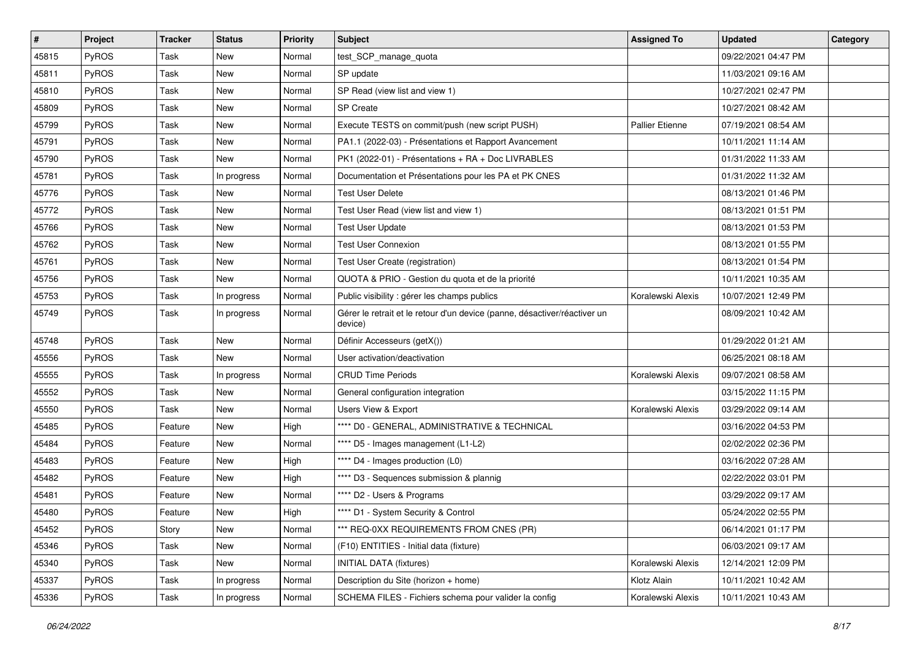| # | Project | Tracker | Status | Priority | Subject | Assigned To | Updated | Category |
|---|---|---|---|---|---|---|---|---|
| 45815 | PyROS | Task | New | Normal | test_SCP_manage_quota | | 09/22/2021 04:47 PM | |
| 45811 | PyROS | Task | New | Normal | SP update | | 11/03/2021 09:16 AM | |
| 45810 | PyROS | Task | New | Normal | SP Read (view list and view 1) | | 10/27/2021 02:47 PM | |
| 45809 | PyROS | Task | New | Normal | SP Create | | 10/27/2021 08:42 AM | |
| 45799 | PyROS | Task | New | Normal | Execute TESTS on commit/push (new script PUSH) | Pallier Etienne | 07/19/2021 08:54 AM | |
| 45791 | PyROS | Task | New | Normal | PA1.1 (2022-03) - Présentations et Rapport Avancement | | 10/11/2021 11:14 AM | |
| 45790 | PyROS | Task | New | Normal | PK1 (2022-01) - Présentations + RA + Doc LIVRABLES | | 01/31/2022 11:33 AM | |
| 45781 | PyROS | Task | In progress | Normal | Documentation et Présentations pour les PA et PK CNES | | 01/31/2022 11:32 AM | |
| 45776 | PyROS | Task | New | Normal | Test User Delete | | 08/13/2021 01:46 PM | |
| 45772 | PyROS | Task | New | Normal | Test User Read (view list and view 1) | | 08/13/2021 01:51 PM | |
| 45766 | PyROS | Task | New | Normal | Test User Update | | 08/13/2021 01:53 PM | |
| 45762 | PyROS | Task | New | Normal | Test User Connexion | | 08/13/2021 01:55 PM | |
| 45761 | PyROS | Task | New | Normal | Test User Create (registration) | | 08/13/2021 01:54 PM | |
| 45756 | PyROS | Task | New | Normal | QUOTA & PRIO - Gestion du quota et de la priorité | | 10/11/2021 10:35 AM | |
| 45753 | PyROS | Task | In progress | Normal | Public visibility : gérer les champs publics | Koralewski Alexis | 10/07/2021 12:49 PM | |
| 45749 | PyROS | Task | In progress | Normal | Gérer le retrait et le retour d'un device (panne, désactiver/réactiver un device) | | 08/09/2021 10:42 AM | |
| 45748 | PyROS | Task | New | Normal | Définir Accesseurs (getX()) | | 01/29/2022 01:21 AM | |
| 45556 | PyROS | Task | New | Normal | User activation/deactivation | | 06/25/2021 08:18 AM | |
| 45555 | PyROS | Task | In progress | Normal | CRUD Time Periods | Koralewski Alexis | 09/07/2021 08:58 AM | |
| 45552 | PyROS | Task | New | Normal | General configuration integration | | 03/15/2022 11:15 PM | |
| 45550 | PyROS | Task | New | Normal | Users View & Export | Koralewski Alexis | 03/29/2022 09:14 AM | |
| 45485 | PyROS | Feature | New | High | **** D0 - GENERAL, ADMINISTRATIVE & TECHNICAL | | 03/16/2022 04:53 PM | |
| 45484 | PyROS | Feature | New | Normal | **** D5 - Images management (L1-L2) | | 02/02/2022 02:36 PM | |
| 45483 | PyROS | Feature | New | High | **** D4 - Images production (L0) | | 03/16/2022 07:28 AM | |
| 45482 | PyROS | Feature | New | High | **** D3 - Sequences submission & plannig | | 02/22/2022 03:01 PM | |
| 45481 | PyROS | Feature | New | Normal | **** D2 - Users & Programs | | 03/29/2022 09:17 AM | |
| 45480 | PyROS | Feature | New | High | **** D1 - System Security & Control | | 05/24/2022 02:55 PM | |
| 45452 | PyROS | Story | New | Normal | *** REQ-0XX REQUIREMENTS FROM CNES (PR) | | 06/14/2021 01:17 PM | |
| 45346 | PyROS | Task | New | Normal | (F10) ENTITIES - Initial data (fixture) | | 06/03/2021 09:17 AM | |
| 45340 | PyROS | Task | New | Normal | INITIAL DATA (fixtures) | Koralewski Alexis | 12/14/2021 12:09 PM | |
| 45337 | PyROS | Task | In progress | Normal | Description du Site (horizon + home) | Klotz Alain | 10/11/2021 10:42 AM | |
| 45336 | PyROS | Task | In progress | Normal | SCHEMA FILES - Fichiers schema pour valider la config | Koralewski Alexis | 10/11/2021 10:43 AM | |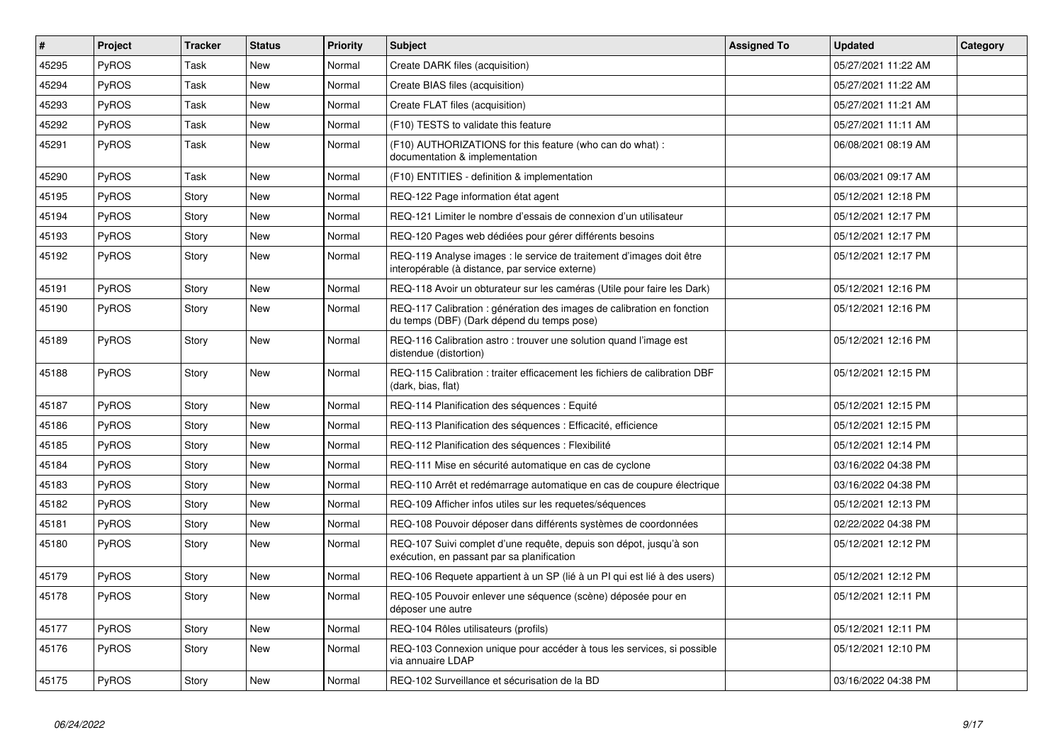| # | Project | Tracker | Status | Priority | Subject | Assigned To | Updated | Category |
|---|---|---|---|---|---|---|---|---|
| 45295 | PyROS | Task | New | Normal | Create DARK files (acquisition) | | 05/27/2021 11:22 AM | |
| 45294 | PyROS | Task | New | Normal | Create BIAS files (acquisition) | | 05/27/2021 11:22 AM | |
| 45293 | PyROS | Task | New | Normal | Create FLAT files (acquisition) | | 05/27/2021 11:21 AM | |
| 45292 | PyROS | Task | New | Normal | (F10) TESTS to validate this feature | | 05/27/2021 11:11 AM | |
| 45291 | PyROS | Task | New | Normal | (F10) AUTHORIZATIONS for this feature (who can do what) : documentation & implementation | | 06/08/2021 08:19 AM | |
| 45290 | PyROS | Task | New | Normal | (F10) ENTITIES - definition & implementation | | 06/03/2021 09:17 AM | |
| 45195 | PyROS | Story | New | Normal | REQ-122 Page information état agent | | 05/12/2021 12:18 PM | |
| 45194 | PyROS | Story | New | Normal | REQ-121 Limiter le nombre d'essais de connexion d'un utilisateur | | 05/12/2021 12:17 PM | |
| 45193 | PyROS | Story | New | Normal | REQ-120 Pages web dédiées pour gérer différents besoins | | 05/12/2021 12:17 PM | |
| 45192 | PyROS | Story | New | Normal | REQ-119 Analyse images : le service de traitement d'images doit être interopérable (à distance, par service externe) | | 05/12/2021 12:17 PM | |
| 45191 | PyROS | Story | New | Normal | REQ-118 Avoir un obturateur sur les caméras (Utile pour faire les Dark) | | 05/12/2021 12:16 PM | |
| 45190 | PyROS | Story | New | Normal | REQ-117 Calibration : génération des images de calibration en fonction du temps (DBF) (Dark dépend du temps pose) | | 05/12/2021 12:16 PM | |
| 45189 | PyROS | Story | New | Normal | REQ-116 Calibration astro : trouver une solution quand l'image est distendue (distortion) | | 05/12/2021 12:16 PM | |
| 45188 | PyROS | Story | New | Normal | REQ-115 Calibration : traiter efficacement les fichiers de calibration DBF (dark, bias, flat) | | 05/12/2021 12:15 PM | |
| 45187 | PyROS | Story | New | Normal | REQ-114 Planification des séquences : Equité | | 05/12/2021 12:15 PM | |
| 45186 | PyROS | Story | New | Normal | REQ-113 Planification des séquences : Efficacité, efficience | | 05/12/2021 12:15 PM | |
| 45185 | PyROS | Story | New | Normal | REQ-112 Planification des séquences : Flexibilité | | 05/12/2021 12:14 PM | |
| 45184 | PyROS | Story | New | Normal | REQ-111 Mise en sécurité automatique en cas de cyclone | | 03/16/2022 04:38 PM | |
| 45183 | PyROS | Story | New | Normal | REQ-110 Arrêt et redémarrage automatique en cas de coupure électrique | | 03/16/2022 04:38 PM | |
| 45182 | PyROS | Story | New | Normal | REQ-109 Afficher infos utiles sur les requetes/séquences | | 05/12/2021 12:13 PM | |
| 45181 | PyROS | Story | New | Normal | REQ-108 Pouvoir déposer dans différents systèmes de coordonnées | | 02/22/2022 04:38 PM | |
| 45180 | PyROS | Story | New | Normal | REQ-107 Suivi complet d'une requête, depuis son dépot, jusqu'à son exécution, en passant par sa planification | | 05/12/2021 12:12 PM | |
| 45179 | PyROS | Story | New | Normal | REQ-106 Requete appartient à un SP (lié à un PI qui est lié à des users) | | 05/12/2021 12:12 PM | |
| 45178 | PyROS | Story | New | Normal | REQ-105 Pouvoir enlever une séquence (scène) déposée pour en déposer une autre | | 05/12/2021 12:11 PM | |
| 45177 | PyROS | Story | New | Normal | REQ-104 Rôles utilisateurs (profils) | | 05/12/2021 12:11 PM | |
| 45176 | PyROS | Story | New | Normal | REQ-103 Connexion unique pour accéder à tous les services, si possible via annuaire LDAP | | 05/12/2021 12:10 PM | |
| 45175 | PyROS | Story | New | Normal | REQ-102 Surveillance et sécurisation de la BD | | 03/16/2022 04:38 PM | |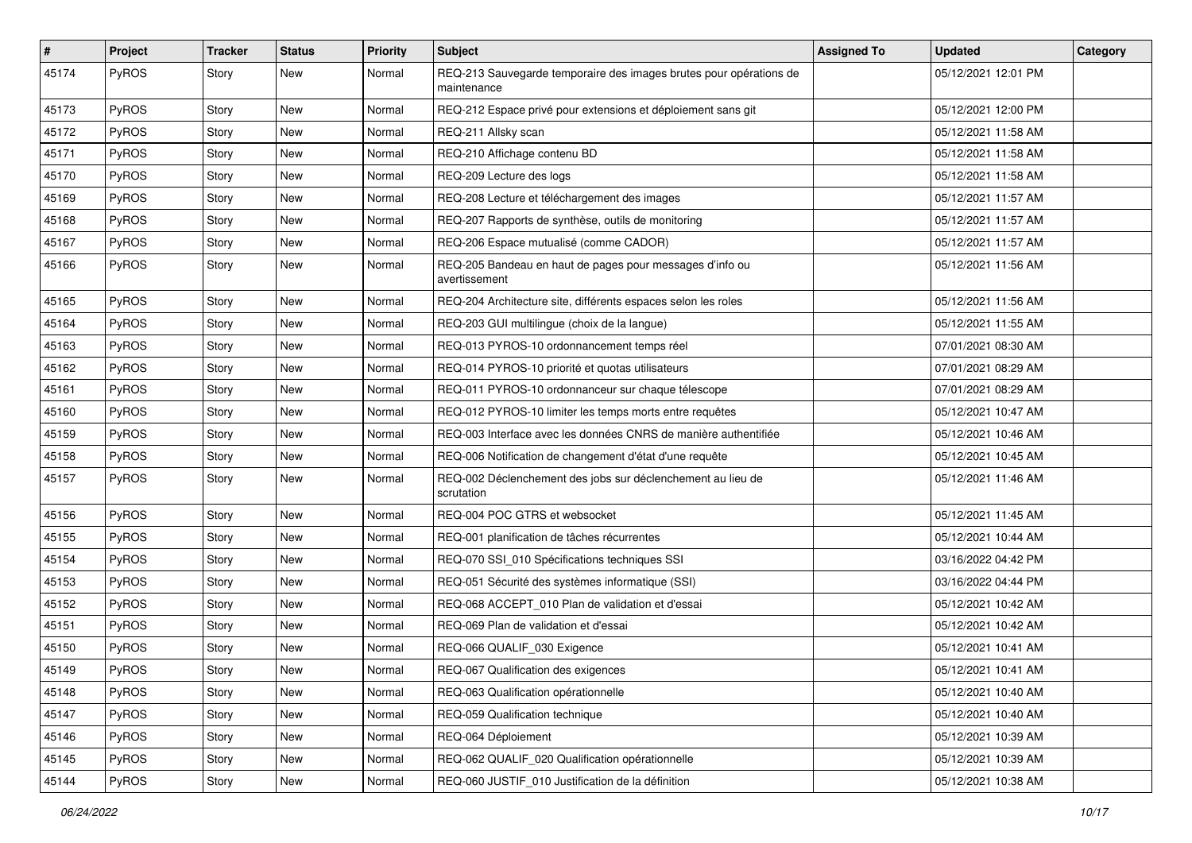| # | Project | Tracker | Status | Priority | Subject | Assigned To | Updated | Category |
|---|---|---|---|---|---|---|---|---|
| 45174 | PyROS | Story | New | Normal | REQ-213 Sauvegarde temporaire des images brutes pour opérations de maintenance | | 05/12/2021 12:01 PM | |
| 45173 | PyROS | Story | New | Normal | REQ-212 Espace privé pour extensions et déploiement sans git | | 05/12/2021 12:00 PM | |
| 45172 | PyROS | Story | New | Normal | REQ-211 Allsky scan | | 05/12/2021 11:58 AM | |
| 45171 | PyROS | Story | New | Normal | REQ-210 Affichage contenu BD | | 05/12/2021 11:58 AM | |
| 45170 | PyROS | Story | New | Normal | REQ-209 Lecture des logs | | 05/12/2021 11:58 AM | |
| 45169 | PyROS | Story | New | Normal | REQ-208 Lecture et téléchargement des images | | 05/12/2021 11:57 AM | |
| 45168 | PyROS | Story | New | Normal | REQ-207 Rapports de synthèse, outils de monitoring | | 05/12/2021 11:57 AM | |
| 45167 | PyROS | Story | New | Normal | REQ-206 Espace mutualisé (comme CADOR) | | 05/12/2021 11:57 AM | |
| 45166 | PyROS | Story | New | Normal | REQ-205 Bandeau en haut de pages pour messages d'info ou avertissement | | 05/12/2021 11:56 AM | |
| 45165 | PyROS | Story | New | Normal | REQ-204 Architecture site, différents espaces selon les roles | | 05/12/2021 11:56 AM | |
| 45164 | PyROS | Story | New | Normal | REQ-203 GUI multilingue (choix de la langue) | | 05/12/2021 11:55 AM | |
| 45163 | PyROS | Story | New | Normal | REQ-013 PYROS-10 ordonnancement temps réel | | 07/01/2021 08:30 AM | |
| 45162 | PyROS | Story | New | Normal | REQ-014 PYROS-10 priorité et quotas utilisateurs | | 07/01/2021 08:29 AM | |
| 45161 | PyROS | Story | New | Normal | REQ-011 PYROS-10 ordonnanceur sur chaque télescope | | 07/01/2021 08:29 AM | |
| 45160 | PyROS | Story | New | Normal | REQ-012 PYROS-10 limiter les temps morts entre requêtes | | 05/12/2021 10:47 AM | |
| 45159 | PyROS | Story | New | Normal | REQ-003 Interface avec les données CNRS de manière authentifiée | | 05/12/2021 10:46 AM | |
| 45158 | PyROS | Story | New | Normal | REQ-006 Notification de changement d'état d'une requête | | 05/12/2021 10:45 AM | |
| 45157 | PyROS | Story | New | Normal | REQ-002 Déclenchement des jobs sur déclenchement au lieu de scrutation | | 05/12/2021 11:46 AM | |
| 45156 | PyROS | Story | New | Normal | REQ-004 POC GTRS et websocket | | 05/12/2021 11:45 AM | |
| 45155 | PyROS | Story | New | Normal | REQ-001 planification de tâches récurrentes | | 05/12/2021 10:44 AM | |
| 45154 | PyROS | Story | New | Normal | REQ-070 SSI_010 Spécifications techniques SSI | | 03/16/2022 04:42 PM | |
| 45153 | PyROS | Story | New | Normal | REQ-051 Sécurité des systèmes informatique (SSI) | | 03/16/2022 04:44 PM | |
| 45152 | PyROS | Story | New | Normal | REQ-068 ACCEPT_010 Plan de validation et d'essai | | 05/12/2021 10:42 AM | |
| 45151 | PyROS | Story | New | Normal | REQ-069 Plan de validation et d'essai | | 05/12/2021 10:42 AM | |
| 45150 | PyROS | Story | New | Normal | REQ-066 QUALIF_030 Exigence | | 05/12/2021 10:41 AM | |
| 45149 | PyROS | Story | New | Normal | REQ-067 Qualification des exigences | | 05/12/2021 10:41 AM | |
| 45148 | PyROS | Story | New | Normal | REQ-063 Qualification opérationnelle | | 05/12/2021 10:40 AM | |
| 45147 | PyROS | Story | New | Normal | REQ-059 Qualification technique | | 05/12/2021 10:40 AM | |
| 45146 | PyROS | Story | New | Normal | REQ-064 Déploiement | | 05/12/2021 10:39 AM | |
| 45145 | PyROS | Story | New | Normal | REQ-062 QUALIF_020 Qualification opérationnelle | | 05/12/2021 10:39 AM | |
| 45144 | PyROS | Story | New | Normal | REQ-060 JUSTIF_010 Justification de la définition | | 05/12/2021 10:38 AM | |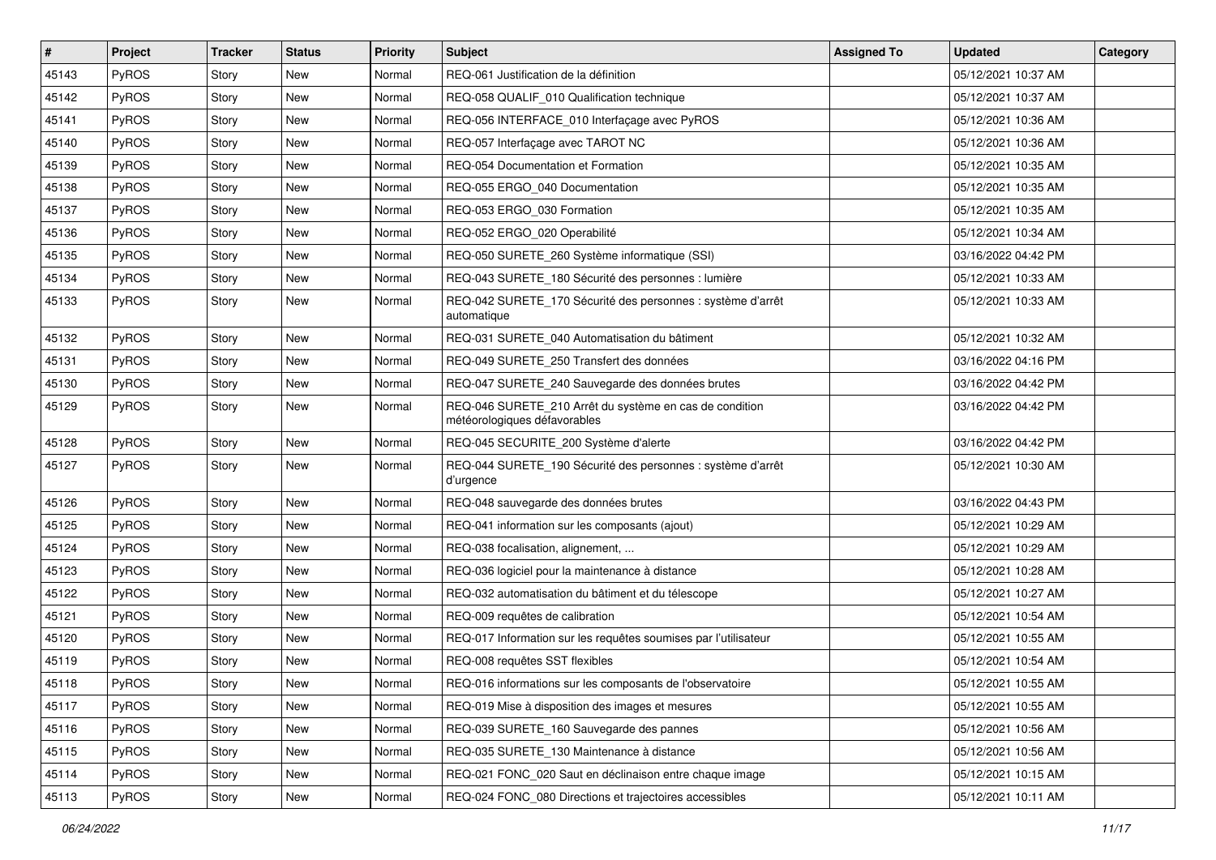| # | Project | Tracker | Status | Priority | Subject | Assigned To | Updated | Category |
|---|---|---|---|---|---|---|---|---|
| 45143 | PyROS | Story | New | Normal | REQ-061 Justification de la définition | | 05/12/2021 10:37 AM | |
| 45142 | PyROS | Story | New | Normal | REQ-058 QUALIF_010 Qualification technique | | 05/12/2021 10:37 AM | |
| 45141 | PyROS | Story | New | Normal | REQ-056 INTERFACE_010 Interfaçage avec PyROS | | 05/12/2021 10:36 AM | |
| 45140 | PyROS | Story | New | Normal | REQ-057 Interfaçage avec TAROT NC | | 05/12/2021 10:36 AM | |
| 45139 | PyROS | Story | New | Normal | REQ-054 Documentation et Formation | | 05/12/2021 10:35 AM | |
| 45138 | PyROS | Story | New | Normal | REQ-055 ERGO_040 Documentation | | 05/12/2021 10:35 AM | |
| 45137 | PyROS | Story | New | Normal | REQ-053 ERGO_030 Formation | | 05/12/2021 10:35 AM | |
| 45136 | PyROS | Story | New | Normal | REQ-052 ERGO_020 Operabilité | | 05/12/2021 10:34 AM | |
| 45135 | PyROS | Story | New | Normal | REQ-050 SURETE_260 Système informatique (SSI) | | 03/16/2022 04:42 PM | |
| 45134 | PyROS | Story | New | Normal | REQ-043 SURETE_180 Sécurité des personnes : lumière | | 05/12/2021 10:33 AM | |
| 45133 | PyROS | Story | New | Normal | REQ-042 SURETE_170 Sécurité des personnes : système d'arrêt automatique | | 05/12/2021 10:33 AM | |
| 45132 | PyROS | Story | New | Normal | REQ-031 SURETE_040 Automatisation du bâtiment | | 05/12/2021 10:32 AM | |
| 45131 | PyROS | Story | New | Normal | REQ-049 SURETE_250 Transfert des données | | 03/16/2022 04:16 PM | |
| 45130 | PyROS | Story | New | Normal | REQ-047 SURETE_240 Sauvegarde des données brutes | | 03/16/2022 04:42 PM | |
| 45129 | PyROS | Story | New | Normal | REQ-046 SURETE_210 Arrêt du système en cas de condition météorologiques défavorables | | 03/16/2022 04:42 PM | |
| 45128 | PyROS | Story | New | Normal | REQ-045 SECURITE_200 Système d'alerte | | 03/16/2022 04:42 PM | |
| 45127 | PyROS | Story | New | Normal | REQ-044 SURETE_190 Sécurité des personnes : système d'arrêt d'urgence | | 05/12/2021 10:30 AM | |
| 45126 | PyROS | Story | New | Normal | REQ-048 sauvegarde des données brutes | | 03/16/2022 04:43 PM | |
| 45125 | PyROS | Story | New | Normal | REQ-041 information sur les composants (ajout) | | 05/12/2021 10:29 AM | |
| 45124 | PyROS | Story | New | Normal | REQ-038 focalisation, alignement, ... | | 05/12/2021 10:29 AM | |
| 45123 | PyROS | Story | New | Normal | REQ-036 logiciel pour la maintenance à distance | | 05/12/2021 10:28 AM | |
| 45122 | PyROS | Story | New | Normal | REQ-032 automatisation du bâtiment et du télescope | | 05/12/2021 10:27 AM | |
| 45121 | PyROS | Story | New | Normal | REQ-009 requêtes de calibration | | 05/12/2021 10:54 AM | |
| 45120 | PyROS | Story | New | Normal | REQ-017 Information sur les requêtes soumises par l'utilisateur | | 05/12/2021 10:55 AM | |
| 45119 | PyROS | Story | New | Normal | REQ-008 requêtes SST flexibles | | 05/12/2021 10:54 AM | |
| 45118 | PyROS | Story | New | Normal | REQ-016 informations sur les composants de l'observatoire | | 05/12/2021 10:55 AM | |
| 45117 | PyROS | Story | New | Normal | REQ-019 Mise à disposition des images et mesures | | 05/12/2021 10:55 AM | |
| 45116 | PyROS | Story | New | Normal | REQ-039 SURETE_160 Sauvegarde des pannes | | 05/12/2021 10:56 AM | |
| 45115 | PyROS | Story | New | Normal | REQ-035 SURETE_130 Maintenance à distance | | 05/12/2021 10:56 AM | |
| 45114 | PyROS | Story | New | Normal | REQ-021 FONC_020 Saut en déclinaison entre chaque image | | 05/12/2021 10:15 AM | |
| 45113 | PyROS | Story | New | Normal | REQ-024 FONC_080 Directions et trajectoires accessibles | | 05/12/2021 10:11 AM | |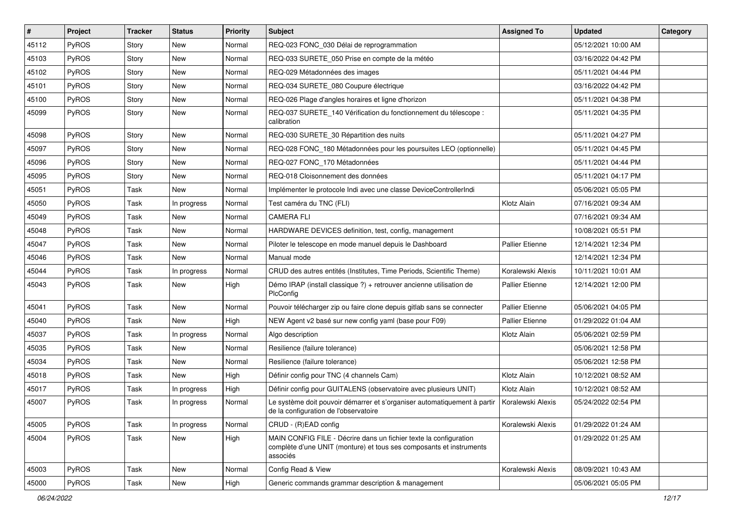| # | Project | Tracker | Status | Priority | Subject | Assigned To | Updated | Category |
|---|---|---|---|---|---|---|---|---|
| 45112 | PyROS | Story | New | Normal | REQ-023 FONC_030 Délai de reprogrammation | | 05/12/2021 10:00 AM | |
| 45103 | PyROS | Story | New | Normal | REQ-033 SURETE_050 Prise en compte de la météo | | 03/16/2022 04:42 PM | |
| 45102 | PyROS | Story | New | Normal | REQ-029 Métadonnées des images | | 05/11/2021 04:44 PM | |
| 45101 | PyROS | Story | New | Normal | REQ-034 SURETE_080 Coupure électrique | | 03/16/2022 04:42 PM | |
| 45100 | PyROS | Story | New | Normal | REQ-026 Plage d'angles horaires et ligne d'horizon | | 05/11/2021 04:38 PM | |
| 45099 | PyROS | Story | New | Normal | REQ-037 SURETE_140 Vérification du fonctionnement du télescope : calibration | | 05/11/2021 04:35 PM | |
| 45098 | PyROS | Story | New | Normal | REQ-030 SURETE_30 Répartition des nuits | | 05/11/2021 04:27 PM | |
| 45097 | PyROS | Story | New | Normal | REQ-028 FONC_180 Métadonnées pour les poursuites LEO (optionnelle) | | 05/11/2021 04:45 PM | |
| 45096 | PyROS | Story | New | Normal | REQ-027 FONC_170 Métadonnées | | 05/11/2021 04:44 PM | |
| 45095 | PyROS | Story | New | Normal | REQ-018 Cloisonnement des données | | 05/11/2021 04:17 PM | |
| 45051 | PyROS | Task | New | Normal | Implémenter le protocole Indi avec une classe DeviceControllerIndi | | 05/06/2021 05:05 PM | |
| 45050 | PyROS | Task | In progress | Normal | Test caméra du TNC (FLI) | Klotz Alain | 07/16/2021 09:34 AM | |
| 45049 | PyROS | Task | New | Normal | CAMERA FLI | | 07/16/2021 09:34 AM | |
| 45048 | PyROS | Task | New | Normal | HARDWARE DEVICES definition, test, config, management | | 10/08/2021 05:51 PM | |
| 45047 | PyROS | Task | New | Normal | Piloter le telescope en mode manuel depuis le Dashboard | Pallier Etienne | 12/14/2021 12:34 PM | |
| 45046 | PyROS | Task | New | Normal | Manual mode | | 12/14/2021 12:34 PM | |
| 45044 | PyROS | Task | In progress | Normal | CRUD des autres entités (Institutes, Time Periods, Scientific Theme) | Koralewski Alexis | 10/11/2021 10:01 AM | |
| 45043 | PyROS | Task | New | High | Démo IRAP (install classique ?) + retrouver ancienne utilisation de PlcConfig | Pallier Etienne | 12/14/2021 12:00 PM | |
| 45041 | PyROS | Task | New | Normal | Pouvoir télécharger zip ou faire clone depuis gitlab sans se connecter | Pallier Etienne | 05/06/2021 04:05 PM | |
| 45040 | PyROS | Task | New | High | NEW Agent v2 basé sur new config yaml (base pour F09) | Pallier Etienne | 01/29/2022 01:04 AM | |
| 45037 | PyROS | Task | In progress | Normal | Algo description | Klotz Alain | 05/06/2021 02:59 PM | |
| 45035 | PyROS | Task | New | Normal | Resilience (failure tolerance) | | 05/06/2021 12:58 PM | |
| 45034 | PyROS | Task | New | Normal | Resilience (failure tolerance) | | 05/06/2021 12:58 PM | |
| 45018 | PyROS | Task | New | High | Définir config pour TNC (4 channels Cam) | Klotz Alain | 10/12/2021 08:52 AM | |
| 45017 | PyROS | Task | In progress | High | Définir config pour GUITALENS (observatoire avec plusieurs UNIT) | Klotz Alain | 10/12/2021 08:52 AM | |
| 45007 | PyROS | Task | In progress | Normal | Le système doit pouvoir démarrer et s'organiser automatiquement à partir de la configuration de l'observatoire | Koralewski Alexis | 05/24/2022 02:54 PM | |
| 45005 | PyROS | Task | In progress | Normal | CRUD - (R)EAD config | Koralewski Alexis | 01/29/2022 01:24 AM | |
| 45004 | PyROS | Task | New | High | MAIN CONFIG FILE - Décrire dans un fichier texte la configuration complète d'une UNIT (monture) et tous ses composants et instruments associés | | 01/29/2022 01:25 AM | |
| 45003 | PyROS | Task | New | Normal | Config Read & View | Koralewski Alexis | 08/09/2021 10:43 AM | |
| 45000 | PyROS | Task | New | High | Generic commands grammar description & management | | 05/06/2021 05:05 PM | |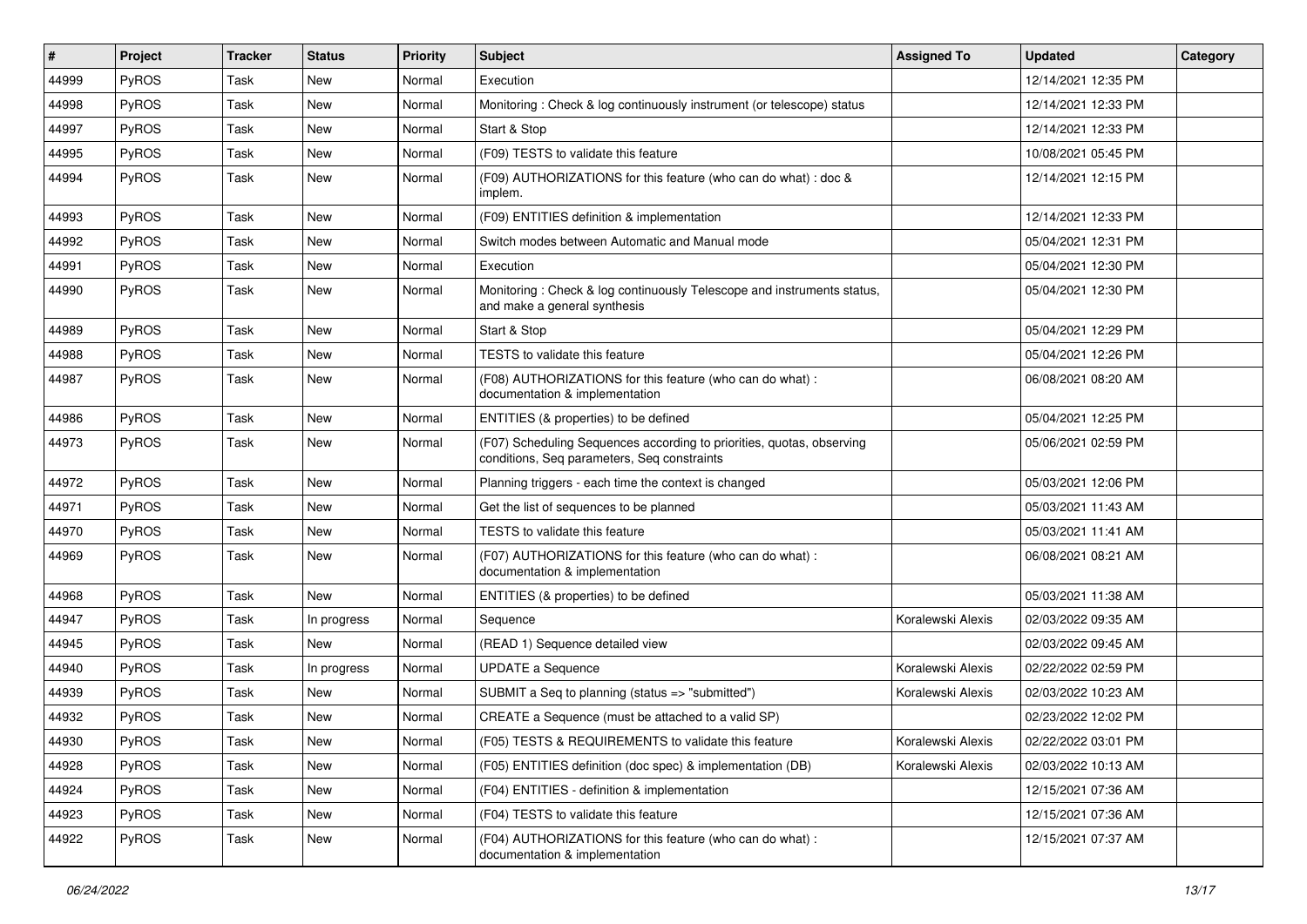| # | Project | Tracker | Status | Priority | Subject | Assigned To | Updated | Category |
|---|---|---|---|---|---|---|---|---|
| 44999 | PyROS | Task | New | Normal | Execution | | 12/14/2021 12:35 PM | |
| 44998 | PyROS | Task | New | Normal | Monitoring : Check & log continuously instrument (or telescope) status | | 12/14/2021 12:33 PM | |
| 44997 | PyROS | Task | New | Normal | Start & Stop | | 12/14/2021 12:33 PM | |
| 44995 | PyROS | Task | New | Normal | (F09) TESTS to validate this feature | | 10/08/2021 05:45 PM | |
| 44994 | PyROS | Task | New | Normal | (F09) AUTHORIZATIONS for this feature (who can do what) : doc & implem. | | 12/14/2021 12:15 PM | |
| 44993 | PyROS | Task | New | Normal | (F09) ENTITIES definition & implementation | | 12/14/2021 12:33 PM | |
| 44992 | PyROS | Task | New | Normal | Switch modes between Automatic and Manual mode | | 05/04/2021 12:31 PM | |
| 44991 | PyROS | Task | New | Normal | Execution | | 05/04/2021 12:30 PM | |
| 44990 | PyROS | Task | New | Normal | Monitoring : Check & log continuously Telescope and instruments status, and make a general synthesis | | 05/04/2021 12:30 PM | |
| 44989 | PyROS | Task | New | Normal | Start & Stop | | 05/04/2021 12:29 PM | |
| 44988 | PyROS | Task | New | Normal | TESTS to validate this feature | | 05/04/2021 12:26 PM | |
| 44987 | PyROS | Task | New | Normal | (F08) AUTHORIZATIONS for this feature (who can do what) : documentation & implementation | | 06/08/2021 08:20 AM | |
| 44986 | PyROS | Task | New | Normal | ENTITIES (& properties) to be defined | | 05/04/2021 12:25 PM | |
| 44973 | PyROS | Task | New | Normal | (F07) Scheduling Sequences according to priorities, quotas, observing conditions, Seq parameters, Seq constraints | | 05/06/2021 02:59 PM | |
| 44972 | PyROS | Task | New | Normal | Planning triggers - each time the context is changed | | 05/03/2021 12:06 PM | |
| 44971 | PyROS | Task | New | Normal | Get the list of sequences to be planned | | 05/03/2021 11:43 AM | |
| 44970 | PyROS | Task | New | Normal | TESTS to validate this feature | | 05/03/2021 11:41 AM | |
| 44969 | PyROS | Task | New | Normal | (F07) AUTHORIZATIONS for this feature (who can do what) : documentation & implementation | | 06/08/2021 08:21 AM | |
| 44968 | PyROS | Task | New | Normal | ENTITIES (& properties) to be defined | | 05/03/2021 11:38 AM | |
| 44947 | PyROS | Task | In progress | Normal | Sequence | Koralewski Alexis | 02/03/2022 09:35 AM | |
| 44945 | PyROS | Task | New | Normal | (READ 1) Sequence detailed view | | 02/03/2022 09:45 AM | |
| 44940 | PyROS | Task | In progress | Normal | UPDATE a Sequence | Koralewski Alexis | 02/22/2022 02:59 PM | |
| 44939 | PyROS | Task | New | Normal | SUBMIT a Seq to planning (status => "submitted") | Koralewski Alexis | 02/03/2022 10:23 AM | |
| 44932 | PyROS | Task | New | Normal | CREATE a Sequence (must be attached to a valid SP) | | 02/23/2022 12:02 PM | |
| 44930 | PyROS | Task | New | Normal | (F05) TESTS & REQUIREMENTS to validate this feature | Koralewski Alexis | 02/22/2022 03:01 PM | |
| 44928 | PyROS | Task | New | Normal | (F05) ENTITIES definition (doc spec) & implementation (DB) | Koralewski Alexis | 02/03/2022 10:13 AM | |
| 44924 | PyROS | Task | New | Normal | (F04) ENTITIES - definition & implementation | | 12/15/2021 07:36 AM | |
| 44923 | PyROS | Task | New | Normal | (F04) TESTS to validate this feature | | 12/15/2021 07:36 AM | |
| 44922 | PyROS | Task | New | Normal | (F04) AUTHORIZATIONS for this feature (who can do what) : documentation & implementation | | 12/15/2021 07:37 AM | |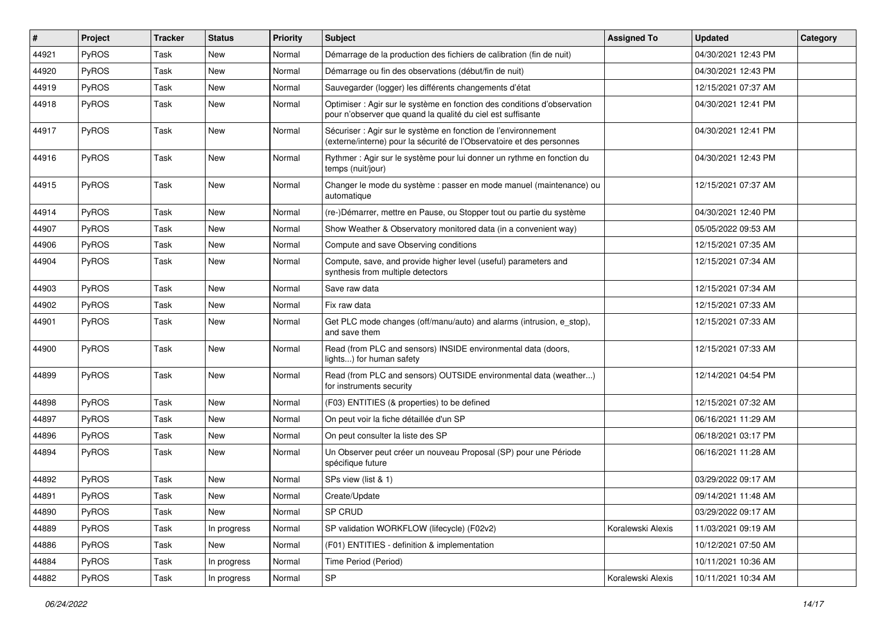| # | Project | Tracker | Status | Priority | Subject | Assigned To | Updated | Category |
|---|---|---|---|---|---|---|---|---|
| 44921 | PyROS | Task | New | Normal | Démarrage de la production des fichiers de calibration (fin de nuit) | | 04/30/2021 12:43 PM | |
| 44920 | PyROS | Task | New | Normal | Démarrage ou fin des observations (début/fin de nuit) | | 04/30/2021 12:43 PM | |
| 44919 | PyROS | Task | New | Normal | Sauvegarder (logger) les différents changements d'état | | 12/15/2021 07:37 AM | |
| 44918 | PyROS | Task | New | Normal | Optimiser : Agir sur le système en fonction des conditions d'observation pour n'observer que quand la qualité du ciel est suffisante | | 04/30/2021 12:41 PM | |
| 44917 | PyROS | Task | New | Normal | Sécuriser : Agir sur le système en fonction de l'environnement (externe/interne) pour la sécurité de l'Observatoire et des personnes | | 04/30/2021 12:41 PM | |
| 44916 | PyROS | Task | New | Normal | Rythmer : Agir sur le système pour lui donner un rythme en fonction du temps (nuit/jour) | | 04/30/2021 12:43 PM | |
| 44915 | PyROS | Task | New | Normal | Changer le mode du système : passer en mode manuel (maintenance) ou automatique | | 12/15/2021 07:37 AM | |
| 44914 | PyROS | Task | New | Normal | (re-)Démarrer, mettre en Pause, ou Stopper tout ou partie du système | | 04/30/2021 12:40 PM | |
| 44907 | PyROS | Task | New | Normal | Show Weather & Observatory monitored data (in a convenient way) | | 05/05/2022 09:53 AM | |
| 44906 | PyROS | Task | New | Normal | Compute and save Observing conditions | | 12/15/2021 07:35 AM | |
| 44904 | PyROS | Task | New | Normal | Compute, save, and provide higher level (useful) parameters and synthesis from multiple detectors | | 12/15/2021 07:34 AM | |
| 44903 | PyROS | Task | New | Normal | Save raw data | | 12/15/2021 07:34 AM | |
| 44902 | PyROS | Task | New | Normal | Fix raw data | | 12/15/2021 07:33 AM | |
| 44901 | PyROS | Task | New | Normal | Get PLC mode changes (off/manu/auto) and alarms (intrusion, e_stop), and save them | | 12/15/2021 07:33 AM | |
| 44900 | PyROS | Task | New | Normal | Read (from PLC and sensors) INSIDE environmental data (doors, lights...) for human safety | | 12/15/2021 07:33 AM | |
| 44899 | PyROS | Task | New | Normal | Read (from PLC and sensors) OUTSIDE environmental data (weather...) for instruments security | | 12/14/2021 04:54 PM | |
| 44898 | PyROS | Task | New | Normal | (F03) ENTITIES (& properties) to be defined | | 12/15/2021 07:32 AM | |
| 44897 | PyROS | Task | New | Normal | On peut voir la fiche détaillée d'un SP | | 06/16/2021 11:29 AM | |
| 44896 | PyROS | Task | New | Normal | On peut consulter la liste des SP | | 06/18/2021 03:17 PM | |
| 44894 | PyROS | Task | New | Normal | Un Observer peut créer un nouveau Proposal (SP) pour une Période spécifique future | | 06/16/2021 11:28 AM | |
| 44892 | PyROS | Task | New | Normal | SPs view (list & 1) | | 03/29/2022 09:17 AM | |
| 44891 | PyROS | Task | New | Normal | Create/Update | | 09/14/2021 11:48 AM | |
| 44890 | PyROS | Task | New | Normal | SP CRUD | | 03/29/2022 09:17 AM | |
| 44889 | PyROS | Task | In progress | Normal | SP validation WORKFLOW (lifecycle) (F02v2) | Koralewski Alexis | 11/03/2021 09:19 AM | |
| 44886 | PyROS | Task | New | Normal | (F01) ENTITIES - definition & implementation | | 10/12/2021 07:50 AM | |
| 44884 | PyROS | Task | In progress | Normal | Time Period (Period) | | 10/11/2021 10:36 AM | |
| 44882 | PyROS | Task | In progress | Normal | SP | Koralewski Alexis | 10/11/2021 10:34 AM | |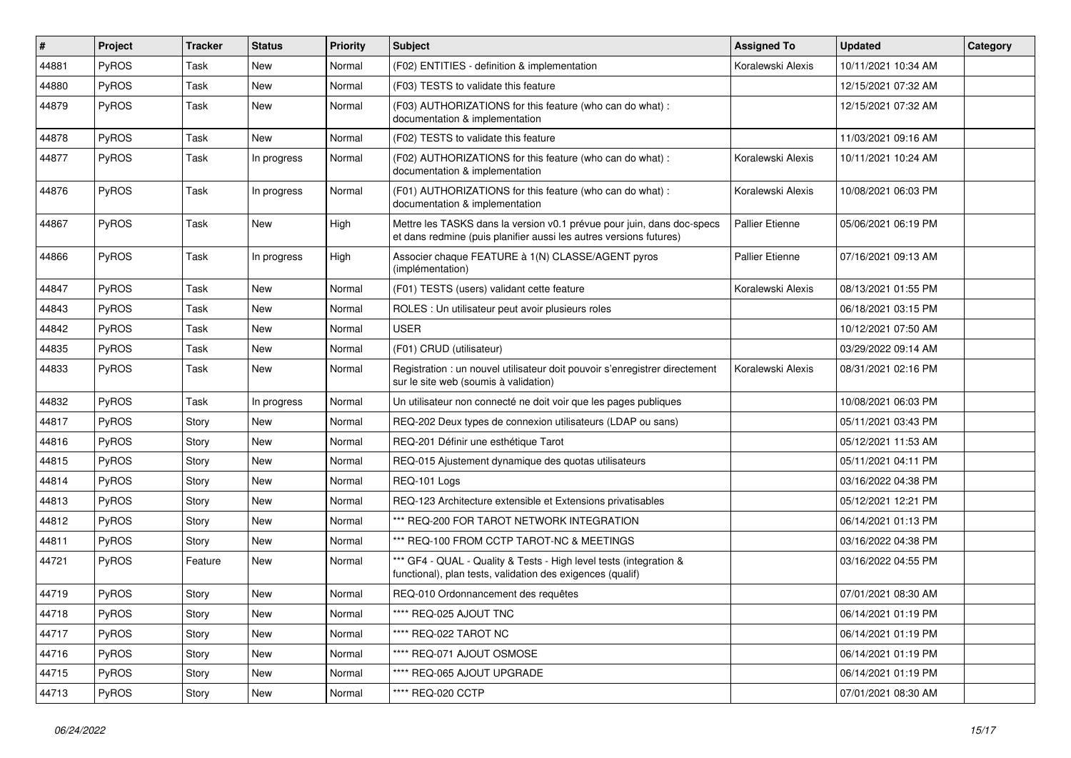| # | Project | Tracker | Status | Priority | Subject | Assigned To | Updated | Category |
|---|---|---|---|---|---|---|---|---|
| 44881 | PyROS | Task | New | Normal | (F02) ENTITIES - definition & implementation | Koralewski Alexis | 10/11/2021 10:34 AM | |
| 44880 | PyROS | Task | New | Normal | (F03) TESTS to validate this feature | | 12/15/2021 07:32 AM | |
| 44879 | PyROS | Task | New | Normal | (F03) AUTHORIZATIONS for this feature (who can do what) : documentation & implementation | | 12/15/2021 07:32 AM | |
| 44878 | PyROS | Task | New | Normal | (F02) TESTS to validate this feature | | 11/03/2021 09:16 AM | |
| 44877 | PyROS | Task | In progress | Normal | (F02) AUTHORIZATIONS for this feature (who can do what) : documentation & implementation | Koralewski Alexis | 10/11/2021 10:24 AM | |
| 44876 | PyROS | Task | In progress | Normal | (F01) AUTHORIZATIONS for this feature (who can do what) : documentation & implementation | Koralewski Alexis | 10/08/2021 06:03 PM | |
| 44867 | PyROS | Task | New | High | Mettre les TASKS dans la version v0.1 prévue pour juin, dans doc-specs et dans redmine (puis planifier aussi les autres versions futures) | Pallier Etienne | 05/06/2021 06:19 PM | |
| 44866 | PyROS | Task | In progress | High | Associer chaque FEATURE à 1(N) CLASSE/AGENT pyros (implémentation) | Pallier Etienne | 07/16/2021 09:13 AM | |
| 44847 | PyROS | Task | New | Normal | (F01) TESTS (users) validant cette feature | Koralewski Alexis | 08/13/2021 01:55 PM | |
| 44843 | PyROS | Task | New | Normal | ROLES : Un utilisateur peut avoir plusieurs roles | | 06/18/2021 03:15 PM | |
| 44842 | PyROS | Task | New | Normal | USER | | 10/12/2021 07:50 AM | |
| 44835 | PyROS | Task | New | Normal | (F01) CRUD (utilisateur) | | 03/29/2022 09:14 AM | |
| 44833 | PyROS | Task | New | Normal | Registration : un nouvel utilisateur doit pouvoir s'enregistrer directement sur le site web (soumis à validation) | Koralewski Alexis | 08/31/2021 02:16 PM | |
| 44832 | PyROS | Task | In progress | Normal | Un utilisateur non connecté ne doit voir que les pages publiques | | 10/08/2021 06:03 PM | |
| 44817 | PyROS | Story | New | Normal | REQ-202 Deux types de connexion utilisateurs (LDAP ou sans) | | 05/11/2021 03:43 PM | |
| 44816 | PyROS | Story | New | Normal | REQ-201 Définir une esthétique Tarot | | 05/12/2021 11:53 AM | |
| 44815 | PyROS | Story | New | Normal | REQ-015 Ajustement dynamique des quotas utilisateurs | | 05/11/2021 04:11 PM | |
| 44814 | PyROS | Story | New | Normal | REQ-101 Logs | | 03/16/2022 04:38 PM | |
| 44813 | PyROS | Story | New | Normal | REQ-123 Architecture extensible et Extensions privatisables | | 05/12/2021 12:21 PM | |
| 44812 | PyROS | Story | New | Normal | *** REQ-200 FOR TAROT NETWORK INTEGRATION | | 06/14/2021 01:13 PM | |
| 44811 | PyROS | Story | New | Normal | *** REQ-100 FROM CCTP TAROT-NC & MEETINGS | | 03/16/2022 04:38 PM | |
| 44721 | PyROS | Feature | New | Normal | *** GF4 - QUAL - Quality & Tests - High level tests (integration & functional), plan tests, validation des exigences (qualif) | | 03/16/2022 04:55 PM | |
| 44719 | PyROS | Story | New | Normal | REQ-010 Ordonnancement des requêtes | | 07/01/2021 08:30 AM | |
| 44718 | PyROS | Story | New | Normal | **** REQ-025 AJOUT TNC | | 06/14/2021 01:19 PM | |
| 44717 | PyROS | Story | New | Normal | **** REQ-022 TAROT NC | | 06/14/2021 01:19 PM | |
| 44716 | PyROS | Story | New | Normal | **** REQ-071 AJOUT OSMOSE | | 06/14/2021 01:19 PM | |
| 44715 | PyROS | Story | New | Normal | **** REQ-065 AJOUT UPGRADE | | 06/14/2021 01:19 PM | |
| 44713 | PyROS | Story | New | Normal | **** REQ-020 CCTP | | 07/01/2021 08:30 AM | |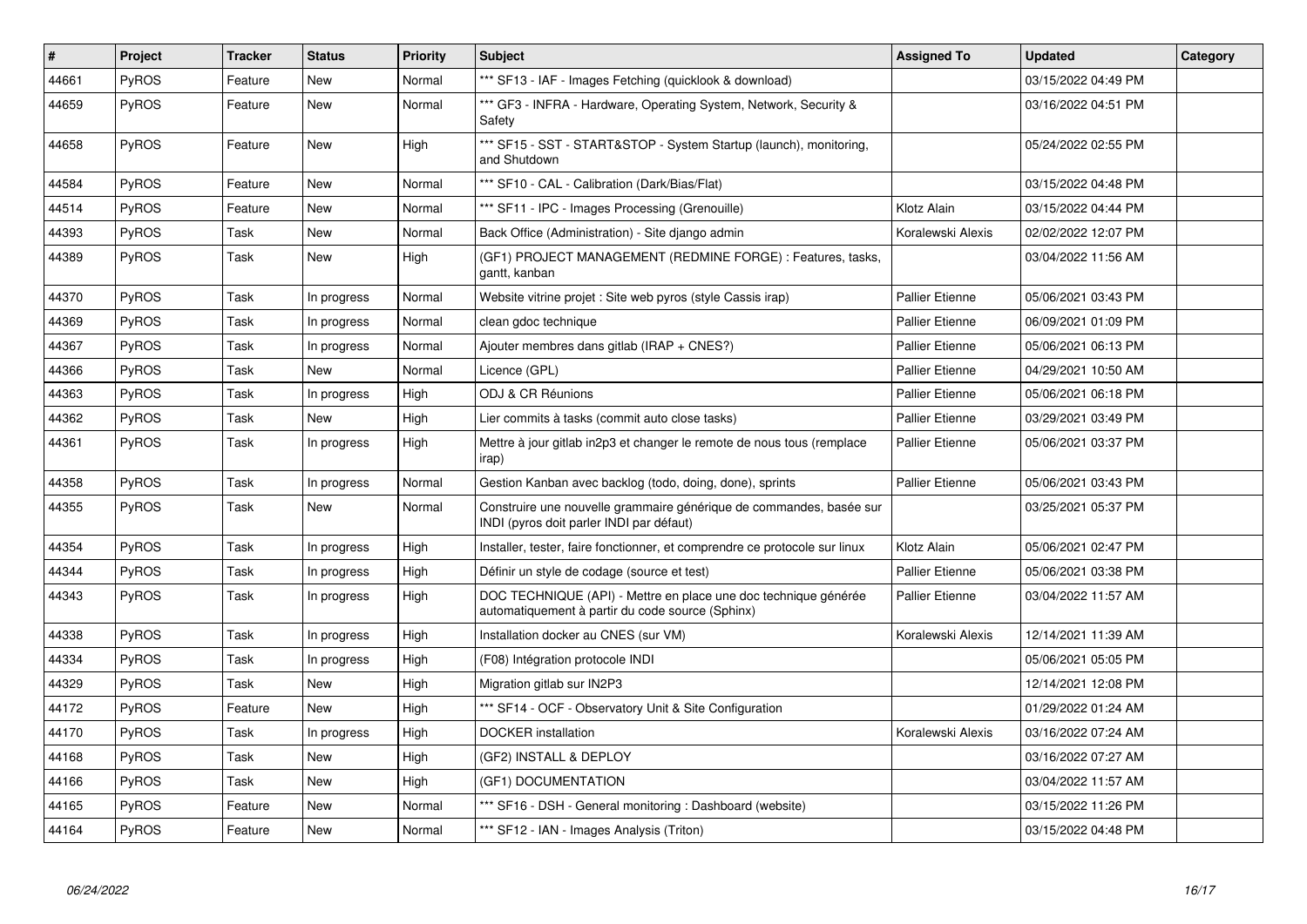| # | Project | Tracker | Status | Priority | Subject | Assigned To | Updated | Category |
|---|---|---|---|---|---|---|---|---|
| 44661 | PyROS | Feature | New | Normal | *** SF13 - IAF - Images Fetching (quicklook & download) | | 03/15/2022 04:49 PM | |
| 44659 | PyROS | Feature | New | Normal | *** GF3 - INFRA - Hardware, Operating System, Network, Security & Safety | | 03/16/2022 04:51 PM | |
| 44658 | PyROS | Feature | New | High | *** SF15 - SST - START&STOP - System Startup (launch), monitoring, and Shutdown | | 05/24/2022 02:55 PM | |
| 44584 | PyROS | Feature | New | Normal | *** SF10 - CAL - Calibration (Dark/Bias/Flat) | | 03/15/2022 04:48 PM | |
| 44514 | PyROS | Feature | New | Normal | *** SF11 - IPC - Images Processing (Grenouille) | Klotz Alain | 03/15/2022 04:44 PM | |
| 44393 | PyROS | Task | New | Normal | Back Office (Administration) - Site django admin | Koralewski Alexis | 02/02/2022 12:07 PM | |
| 44389 | PyROS | Task | New | High | (GF1) PROJECT MANAGEMENT (REDMINE FORGE) : Features, tasks, gantt, kanban | | 03/04/2022 11:56 AM | |
| 44370 | PyROS | Task | In progress | Normal | Website vitrine projet : Site web pyros (style Cassis irap) | Pallier Etienne | 05/06/2021 03:43 PM | |
| 44369 | PyROS | Task | In progress | Normal | clean gdoc technique | Pallier Etienne | 06/09/2021 01:09 PM | |
| 44367 | PyROS | Task | In progress | Normal | Ajouter membres dans gitlab (IRAP + CNES?) | Pallier Etienne | 05/06/2021 06:13 PM | |
| 44366 | PyROS | Task | New | Normal | Licence (GPL) | Pallier Etienne | 04/29/2021 10:50 AM | |
| 44363 | PyROS | Task | In progress | High | ODJ & CR Réunions | Pallier Etienne | 05/06/2021 06:18 PM | |
| 44362 | PyROS | Task | New | High | Lier commits à tasks (commit auto close tasks) | Pallier Etienne | 03/29/2021 03:49 PM | |
| 44361 | PyROS | Task | In progress | High | Mettre à jour gitlab in2p3 et changer le remote de nous tous (remplace irap) | Pallier Etienne | 05/06/2021 03:37 PM | |
| 44358 | PyROS | Task | In progress | Normal | Gestion Kanban avec backlog (todo, doing, done), sprints | Pallier Etienne | 05/06/2021 03:43 PM | |
| 44355 | PyROS | Task | New | Normal | Construire une nouvelle grammaire générique de commandes, basée sur INDI (pyros doit parler INDI par défaut) | | 03/25/2021 05:37 PM | |
| 44354 | PyROS | Task | In progress | High | Installer, tester, faire fonctionner, et comprendre ce protocole sur linux | Klotz Alain | 05/06/2021 02:47 PM | |
| 44344 | PyROS | Task | In progress | High | Définir un style de codage (source et test) | Pallier Etienne | 05/06/2021 03:38 PM | |
| 44343 | PyROS | Task | In progress | High | DOC TECHNIQUE (API) - Mettre en place une doc technique générée automatiquement à partir du code source (Sphinx) | Pallier Etienne | 03/04/2022 11:57 AM | |
| 44338 | PyROS | Task | In progress | High | Installation docker au CNES (sur VM) | Koralewski Alexis | 12/14/2021 11:39 AM | |
| 44334 | PyROS | Task | In progress | High | (F08) Intégration protocole INDI | | 05/06/2021 05:05 PM | |
| 44329 | PyROS | Task | New | High | Migration gitlab sur IN2P3 | | 12/14/2021 12:08 PM | |
| 44172 | PyROS | Feature | New | High | *** SF14 - OCF - Observatory Unit & Site Configuration | | 01/29/2022 01:24 AM | |
| 44170 | PyROS | Task | In progress | High | DOCKER installation | Koralewski Alexis | 03/16/2022 07:24 AM | |
| 44168 | PyROS | Task | New | High | (GF2) INSTALL & DEPLOY | | 03/16/2022 07:27 AM | |
| 44166 | PyROS | Task | New | High | (GF1) DOCUMENTATION | | 03/04/2022 11:57 AM | |
| 44165 | PyROS | Feature | New | Normal | *** SF16 - DSH - General monitoring : Dashboard (website) | | 03/15/2022 11:26 PM | |
| 44164 | PyROS | Feature | New | Normal | *** SF12 - IAN - Images Analysis (Triton) | | 03/15/2022 04:48 PM | |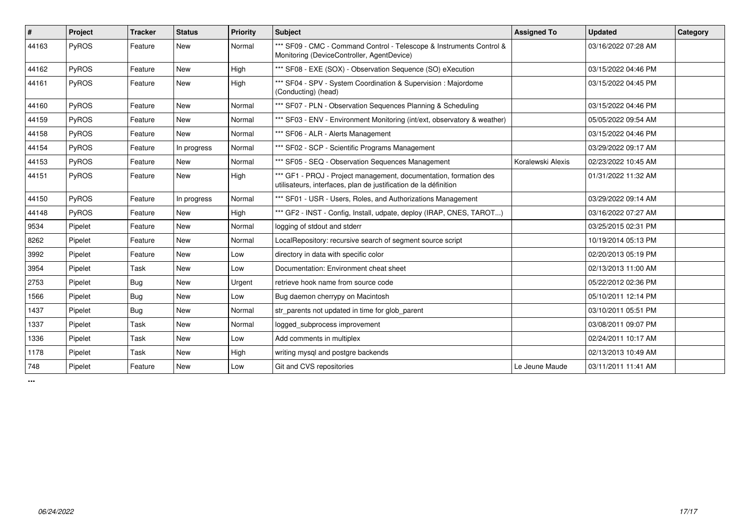| # | Project | Tracker | Status | Priority | Subject | Assigned To | Updated | Category |
|---|---|---|---|---|---|---|---|---|
| 44163 | PyROS | Feature | New | Normal | *** SF09 - CMC - Command Control - Telescope & Instruments Control & Monitoring (DeviceController, AgentDevice) | | 03/16/2022 07:28 AM | |
| 44162 | PyROS | Feature | New | High | *** SF08 - EXE (SOX) - Observation Sequence (SO) eXecution | | 03/15/2022 04:46 PM | |
| 44161 | PyROS | Feature | New | High | *** SF04 - SPV - System Coordination & Supervision : Majordome (Conducting) (head) | | 03/15/2022 04:45 PM | |
| 44160 | PyROS | Feature | New | Normal | *** SF07 - PLN - Observation Sequences Planning & Scheduling | | 03/15/2022 04:46 PM | |
| 44159 | PyROS | Feature | New | Normal | *** SF03 - ENV - Environment Monitoring (int/ext, observatory & weather) | | 05/05/2022 09:54 AM | |
| 44158 | PyROS | Feature | New | Normal | *** SF06 - ALR - Alerts Management | | 03/15/2022 04:46 PM | |
| 44154 | PyROS | Feature | In progress | Normal | *** SF02 - SCP - Scientific Programs Management | | 03/29/2022 09:17 AM | |
| 44153 | PyROS | Feature | New | Normal | *** SF05 - SEQ - Observation Sequences Management | Koralewski Alexis | 02/23/2022 10:45 AM | |
| 44151 | PyROS | Feature | New | High | *** GF1 - PROJ - Project management, documentation, formation des utilisateurs, interfaces, plan de justification de la définition | | 01/31/2022 11:32 AM | |
| 44150 | PyROS | Feature | In progress | Normal | *** SF01 - USR - Users, Roles, and Authorizations Management | | 03/29/2022 09:14 AM | |
| 44148 | PyROS | Feature | New | High | *** GF2 - INST - Config, Install, udpate, deploy (IRAP, CNES, TAROT...) | | 03/16/2022 07:27 AM | |
| 9534 | Pipelet | Feature | New | Normal | logging of stdout and stderr | | 03/25/2015 02:31 PM | |
| 8262 | Pipelet | Feature | New | Normal | LocalRepository: recursive search of segment source script | | 10/19/2014 05:13 PM | |
| 3992 | Pipelet | Feature | New | Low | directory in data with specific color | | 02/20/2013 05:19 PM | |
| 3954 | Pipelet | Task | New | Low | Documentation: Environment cheat sheet | | 02/13/2013 11:00 AM | |
| 2753 | Pipelet | Bug | New | Urgent | retrieve hook name from source code | | 05/22/2012 02:36 PM | |
| 1566 | Pipelet | Bug | New | Low | Bug daemon cherrypy on Macintosh | | 05/10/2011 12:14 PM | |
| 1437 | Pipelet | Bug | New | Normal | str_parents not updated in time for glob_parent | | 03/10/2011 05:51 PM | |
| 1337 | Pipelet | Task | New | Normal | logged_subprocess improvement | | 03/08/2011 09:07 PM | |
| 1336 | Pipelet | Task | New | Low | Add comments in multiplex | | 02/24/2011 10:17 AM | |
| 1178 | Pipelet | Task | New | High | writing mysql and postgre backends | | 02/13/2013 10:49 AM | |
| 748 | Pipelet | Feature | New | Low | Git and CVS repositories | Le Jeune Maude | 03/11/2011 11:41 AM | |

...